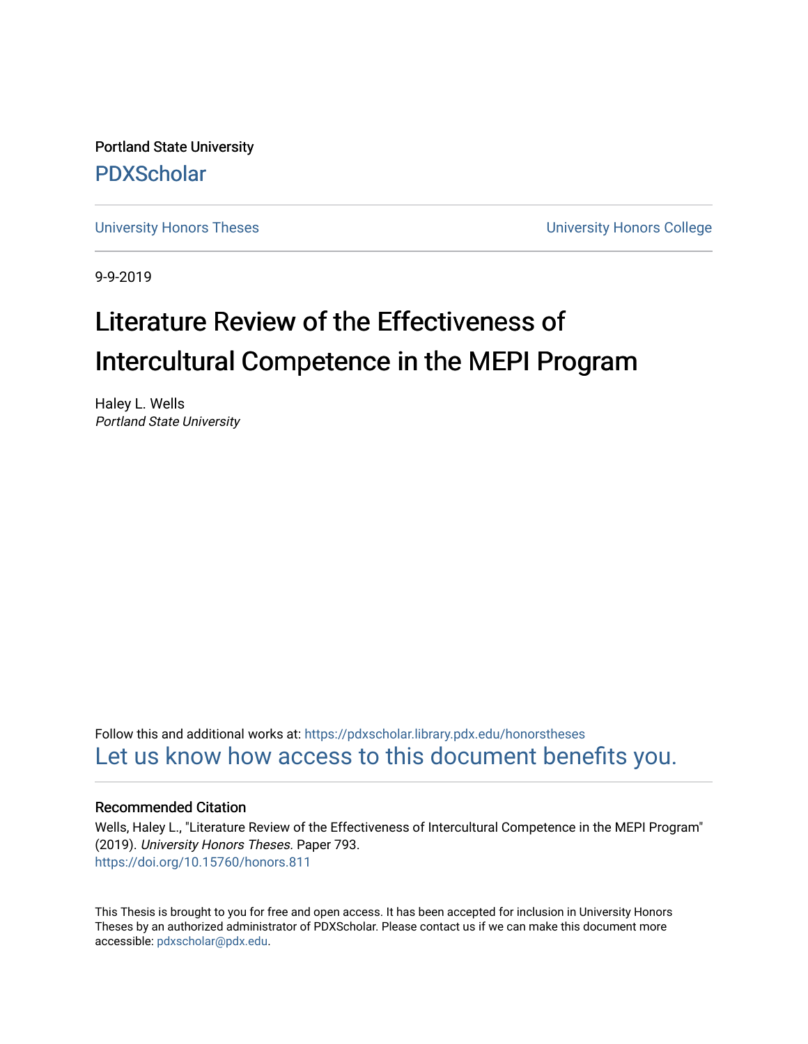Portland State University

PDXScholar

University Honors Theses | University Honors College

9-9-2019

# Literature Review of the Effectiveness of Intercultural Competence in the MEPI Program

Haley L. Wells
*Portland State University*

Follow this and additional works at: https://pdxscholar.library.pdx.edu/honorstheses

Let us know how access to this document benefits you.

## Recommended Citation

Wells, Haley L., "Literature Review of the Effectiveness of Intercultural Competence in the MEPI Program" (2019). *University Honors Theses.* Paper 793.
https://doi.org/10.15760/honors.811

This Thesis is brought to you for free and open access. It has been accepted for inclusion in University Honors Theses by an authorized administrator of PDXScholar. Please contact us if we can make this document more accessible: pdxscholar@pdx.edu.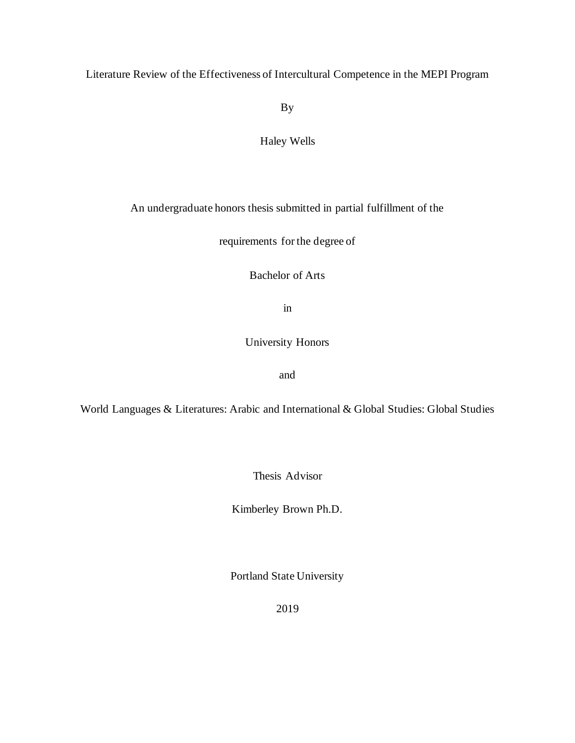# Literature Review of the Effectiveness of Intercultural Competence in the MEPI Program

By

Haley Wells

An undergraduate honors thesis submitted in partial fulfillment of the

requirements for the degree of

Bachelor of Arts

in

University Honors

and

World Languages & Literatures: Arabic and International & Global Studies: Global Studies

Thesis Advisor

Kimberley Brown Ph.D.

Portland State University

2019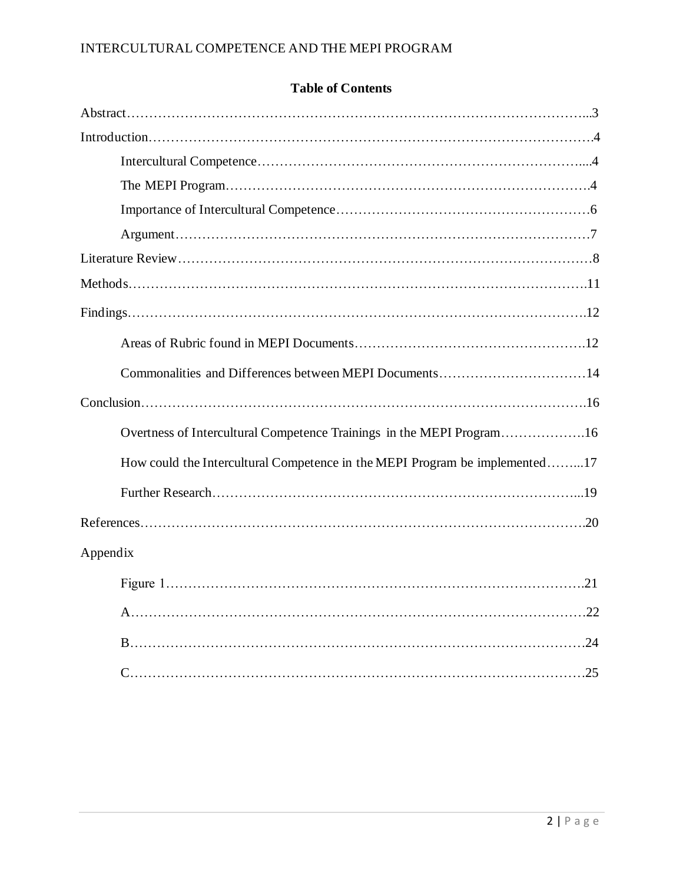## Table of Contents

Abstract……………………………………………………………………………………...3

Introduction……………………………………………………………………………….4

- Intercultural Competence………………………………………………………………....4
- The MEPI Program……………………………………………………………………….4
- Importance of Intercultural Competence………………………………………………6
- Argument…………………………………………………………………………………7

Literature Review…………………………………………………………………………8

Methods……………………………………………………………………………………11

Findings……………………………………………………………………………………12

- Areas of Rubric found in MEPI Documents…………………………………………….12
- Commonalities and Differences between MEPI Documents……………………………14

Conclusion…………………………………………………………………………………16

- Overtness of Intercultural Competence Trainings in the MEPI Program……………….16
- How could the Intercultural Competence in the MEPI Program be implemented……...17
- Further Research…………………………………………………………………………...19

References…………………………………………………………………………………20

Appendix

- Figure 1…………………………………………………………………………………21
- A…………………………………………………………………………………………22
- B…………………………………………………………………………………………24
- C…………………………………………………………………………………………25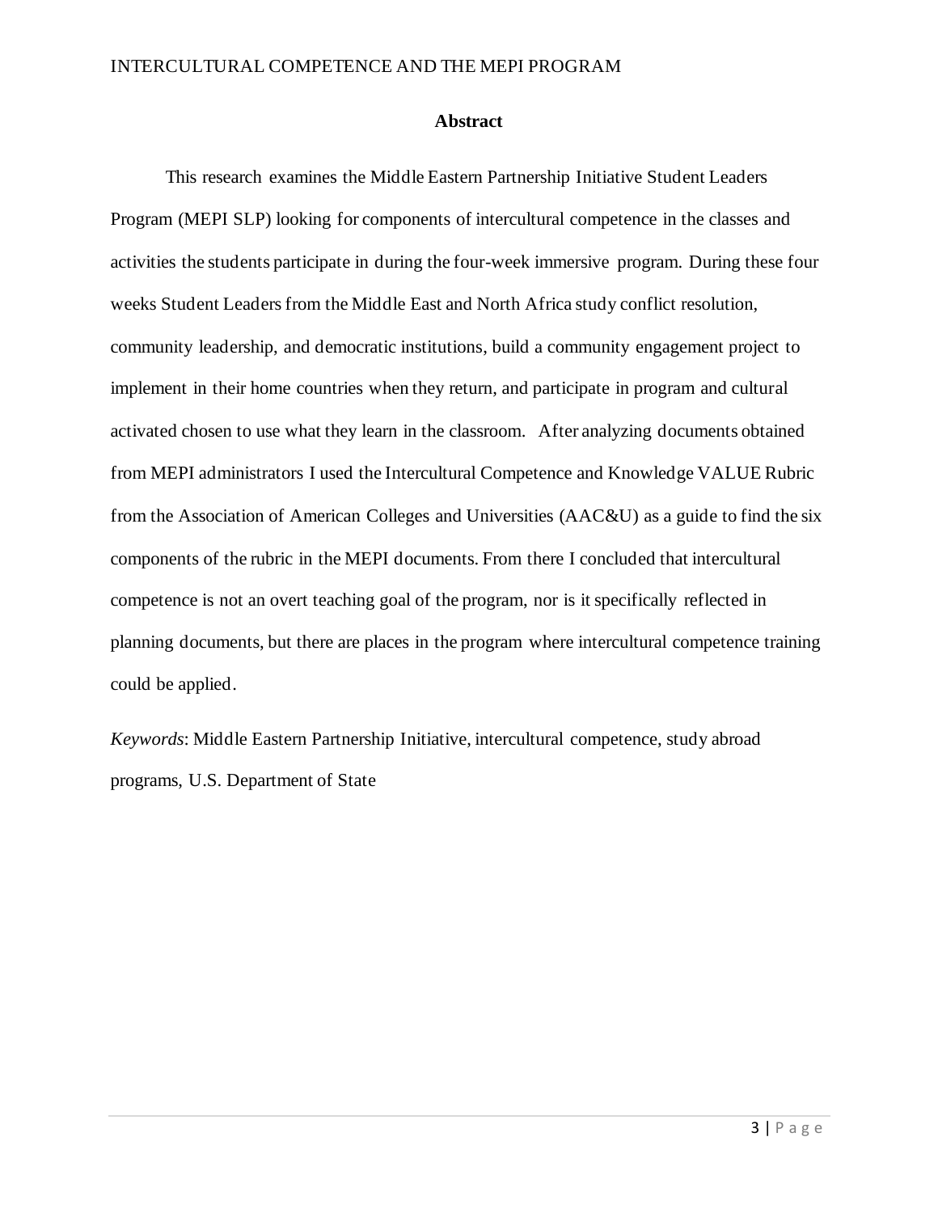## Abstract

This research examines the Middle Eastern Partnership Initiative Student Leaders Program (MEPI SLP) looking for components of intercultural competence in the classes and activities the students participate in during the four-week immersive program. During these four weeks Student Leaders from the Middle East and North Africa study conflict resolution, community leadership, and democratic institutions, build a community engagement project to implement in their home countries when they return, and participate in program and cultural activated chosen to use what they learn in the classroom. After analyzing documents obtained from MEPI administrators I used the Intercultural Competence and Knowledge VALUE Rubric from the Association of American Colleges and Universities (AAC&U) as a guide to find the six components of the rubric in the MEPI documents. From there I concluded that intercultural competence is not an overt teaching goal of the program, nor is it specifically reflected in planning documents, but there are places in the program where intercultural competence training could be applied.

*Keywords*: Middle Eastern Partnership Initiative, intercultural competence, study abroad programs, U.S. Department of State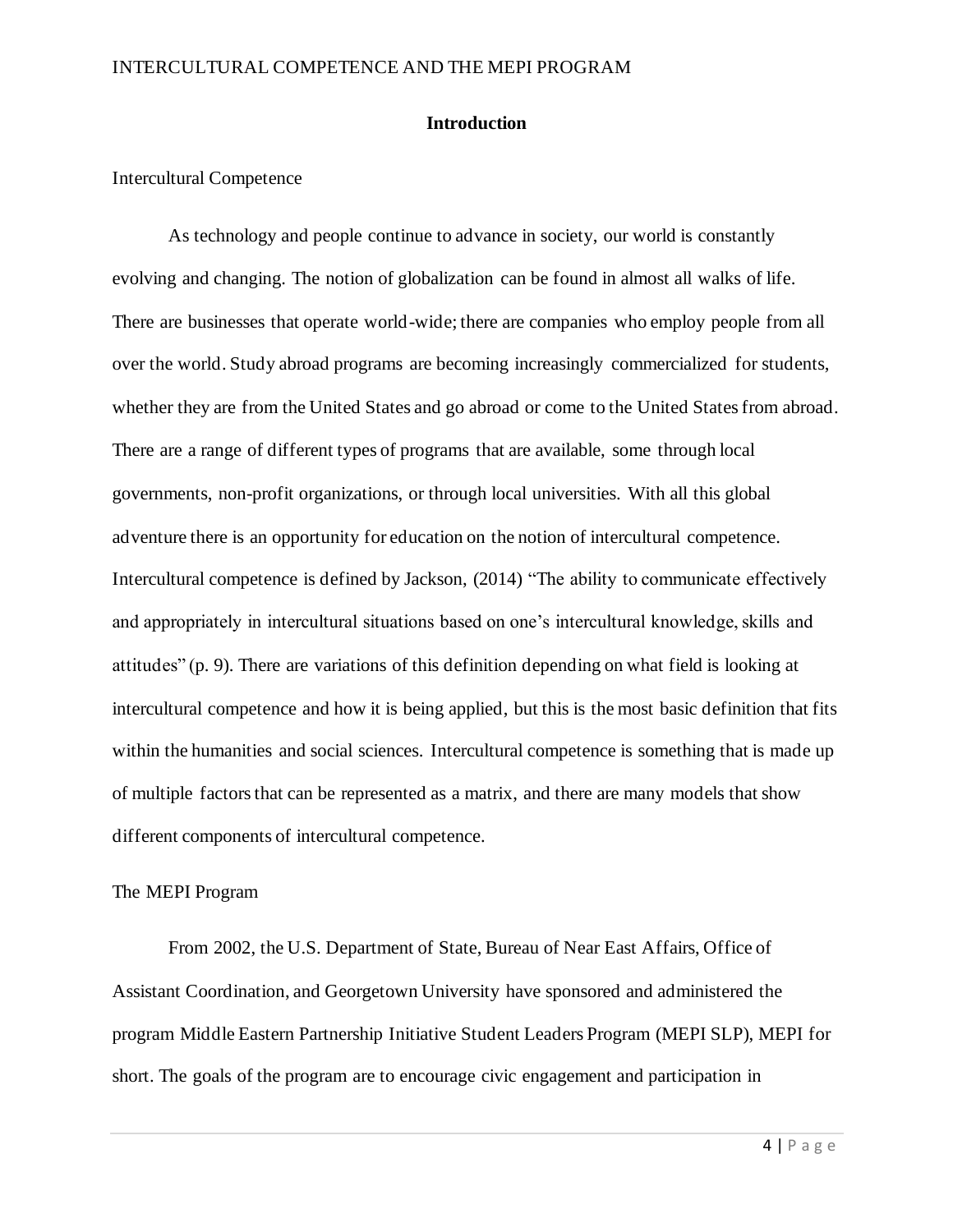## Introduction

### Intercultural Competence

As technology and people continue to advance in society, our world is constantly evolving and changing. The notion of globalization can be found in almost all walks of life. There are businesses that operate world-wide; there are companies who employ people from all over the world. Study abroad programs are becoming increasingly commercialized for students, whether they are from the United States and go abroad or come to the United States from abroad. There are a range of different types of programs that are available, some through local governments, non-profit organizations, or through local universities. With all this global adventure there is an opportunity for education on the notion of intercultural competence. Intercultural competence is defined by Jackson, (2014) "The ability to communicate effectively and appropriately in intercultural situations based on one's intercultural knowledge, skills and attitudes" (p. 9). There are variations of this definition depending on what field is looking at intercultural competence and how it is being applied, but this is the most basic definition that fits within the humanities and social sciences. Intercultural competence is something that is made up of multiple factors that can be represented as a matrix, and there are many models that show different components of intercultural competence.

### The MEPI Program

From 2002, the U.S. Department of State, Bureau of Near East Affairs, Office of Assistant Coordination, and Georgetown University have sponsored and administered the program Middle Eastern Partnership Initiative Student Leaders Program (MEPI SLP), MEPI for short. The goals of the program are to encourage civic engagement and participation in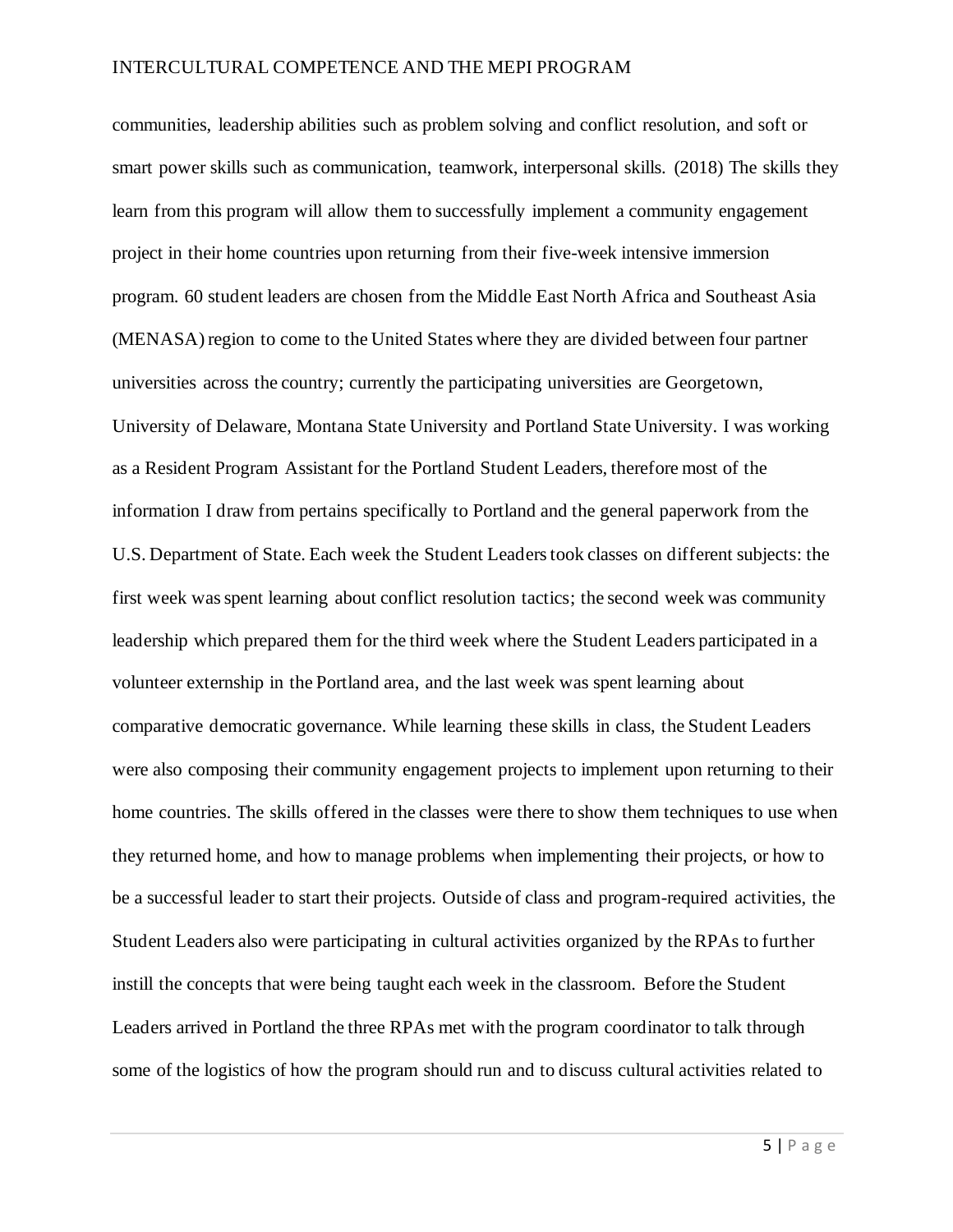communities, leadership abilities such as problem solving and conflict resolution, and soft or smart power skills such as communication, teamwork, interpersonal skills. (2018) The skills they learn from this program will allow them to successfully implement a community engagement project in their home countries upon returning from their five-week intensive immersion program. 60 student leaders are chosen from the Middle East North Africa and Southeast Asia (MENASA) region to come to the United States where they are divided between four partner universities across the country; currently the participating universities are Georgetown, University of Delaware, Montana State University and Portland State University. I was working as a Resident Program Assistant for the Portland Student Leaders, therefore most of the information I draw from pertains specifically to Portland and the general paperwork from the U.S. Department of State. Each week the Student Leaders took classes on different subjects: the first week was spent learning about conflict resolution tactics; the second week was community leadership which prepared them for the third week where the Student Leaders participated in a volunteer externship in the Portland area, and the last week was spent learning about comparative democratic governance. While learning these skills in class, the Student Leaders were also composing their community engagement projects to implement upon returning to their home countries. The skills offered in the classes were there to show them techniques to use when they returned home, and how to manage problems when implementing their projects, or how to be a successful leader to start their projects. Outside of class and program-required activities, the Student Leaders also were participating in cultural activities organized by the RPAs to further instill the concepts that were being taught each week in the classroom. Before the Student Leaders arrived in Portland the three RPAs met with the program coordinator to talk through some of the logistics of how the program should run and to discuss cultural activities related to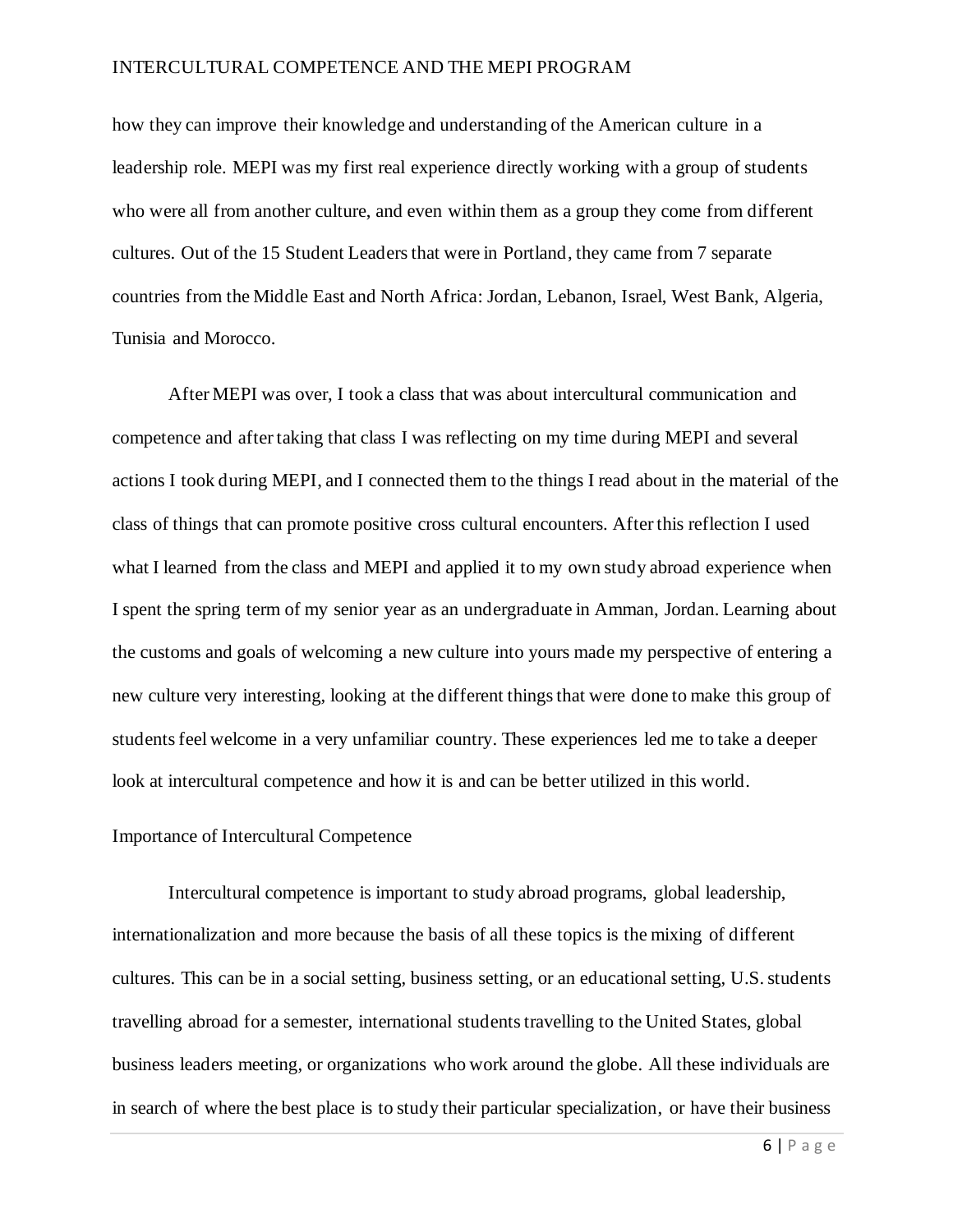how they can improve their knowledge and understanding of the American culture in a leadership role. MEPI was my first real experience directly working with a group of students who were all from another culture, and even within them as a group they come from different cultures. Out of the 15 Student Leaders that were in Portland, they came from 7 separate countries from the Middle East and North Africa: Jordan, Lebanon, Israel, West Bank, Algeria, Tunisia and Morocco.

After MEPI was over, I took a class that was about intercultural communication and competence and after taking that class I was reflecting on my time during MEPI and several actions I took during MEPI, and I connected them to the things I read about in the material of the class of things that can promote positive cross cultural encounters. After this reflection I used what I learned from the class and MEPI and applied it to my own study abroad experience when I spent the spring term of my senior year as an undergraduate in Amman, Jordan. Learning about the customs and goals of welcoming a new culture into yours made my perspective of entering a new culture very interesting, looking at the different things that were done to make this group of students feel welcome in a very unfamiliar country. These experiences led me to take a deeper look at intercultural competence and how it is and can be better utilized in this world.

## Importance of Intercultural Competence

Intercultural competence is important to study abroad programs, global leadership, internationalization and more because the basis of all these topics is the mixing of different cultures. This can be in a social setting, business setting, or an educational setting, U.S. students travelling abroad for a semester, international students travelling to the United States, global business leaders meeting, or organizations who work around the globe. All these individuals are in search of where the best place is to study their particular specialization, or have their business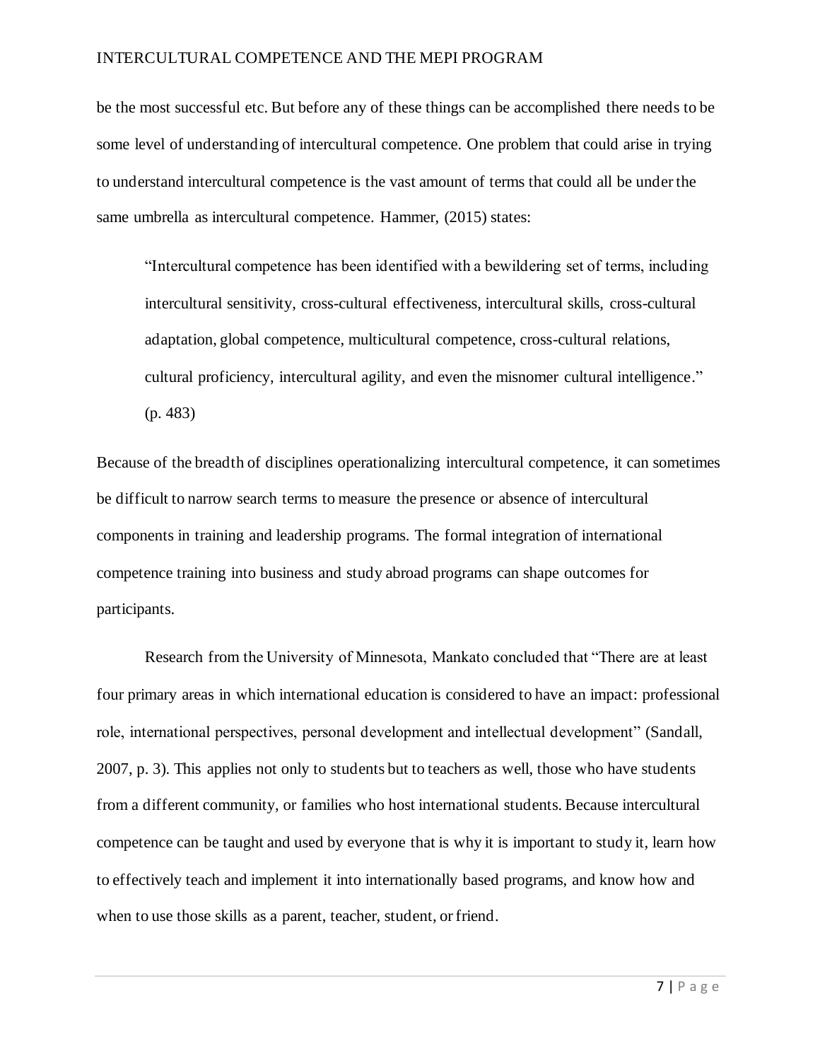be the most successful etc. But before any of these things can be accomplished there needs to be some level of understanding of intercultural competence. One problem that could arise in trying to understand intercultural competence is the vast amount of terms that could all be under the same umbrella as intercultural competence. Hammer, (2015) states:

> "Intercultural competence has been identified with a bewildering set of terms, including intercultural sensitivity, cross-cultural effectiveness, intercultural skills, cross-cultural adaptation, global competence, multicultural competence, cross-cultural relations, cultural proficiency, intercultural agility, and even the misnomer cultural intelligence." (p. 483)

Because of the breadth of disciplines operationalizing intercultural competence, it can sometimes be difficult to narrow search terms to measure the presence or absence of intercultural components in training and leadership programs. The formal integration of international competence training into business and study abroad programs can shape outcomes for participants.

Research from the University of Minnesota, Mankato concluded that "There are at least four primary areas in which international education is considered to have an impact: professional role, international perspectives, personal development and intellectual development" (Sandall, 2007, p. 3). This applies not only to students but to teachers as well, those who have students from a different community, or families who host international students. Because intercultural competence can be taught and used by everyone that is why it is important to study it, learn how to effectively teach and implement it into internationally based programs, and know how and when to use those skills as a parent, teacher, student, or friend.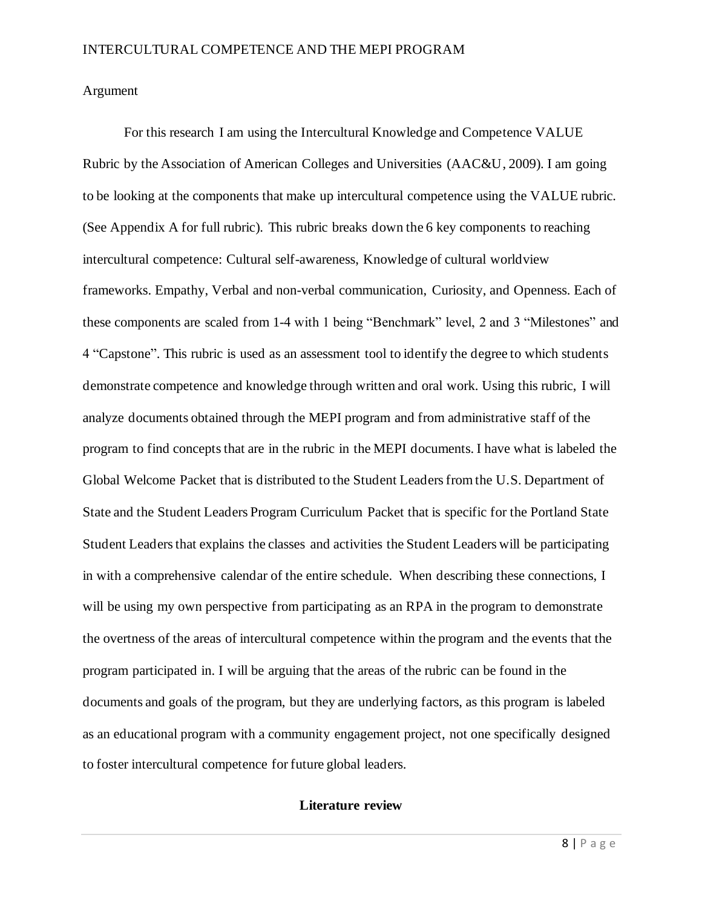Argument

For this research I am using the Intercultural Knowledge and Competence VALUE Rubric by the Association of American Colleges and Universities (AAC&U, 2009). I am going to be looking at the components that make up intercultural competence using the VALUE rubric. (See Appendix A for full rubric). This rubric breaks down the 6 key components to reaching intercultural competence: Cultural self-awareness, Knowledge of cultural worldview frameworks. Empathy, Verbal and non-verbal communication, Curiosity, and Openness. Each of these components are scaled from 1-4 with 1 being "Benchmark" level, 2 and 3 "Milestones" and 4 "Capstone". This rubric is used as an assessment tool to identify the degree to which students demonstrate competence and knowledge through written and oral work. Using this rubric, I will analyze documents obtained through the MEPI program and from administrative staff of the program to find concepts that are in the rubric in the MEPI documents. I have what is labeled the Global Welcome Packet that is distributed to the Student Leaders from the U.S. Department of State and the Student Leaders Program Curriculum Packet that is specific for the Portland State Student Leaders that explains the classes and activities the Student Leaders will be participating in with a comprehensive calendar of the entire schedule. When describing these connections, I will be using my own perspective from participating as an RPA in the program to demonstrate the overtness of the areas of intercultural competence within the program and the events that the program participated in. I will be arguing that the areas of the rubric can be found in the documents and goals of the program, but they are underlying factors, as this program is labeled as an educational program with a community engagement project, not one specifically designed to foster intercultural competence for future global leaders.

## Literature review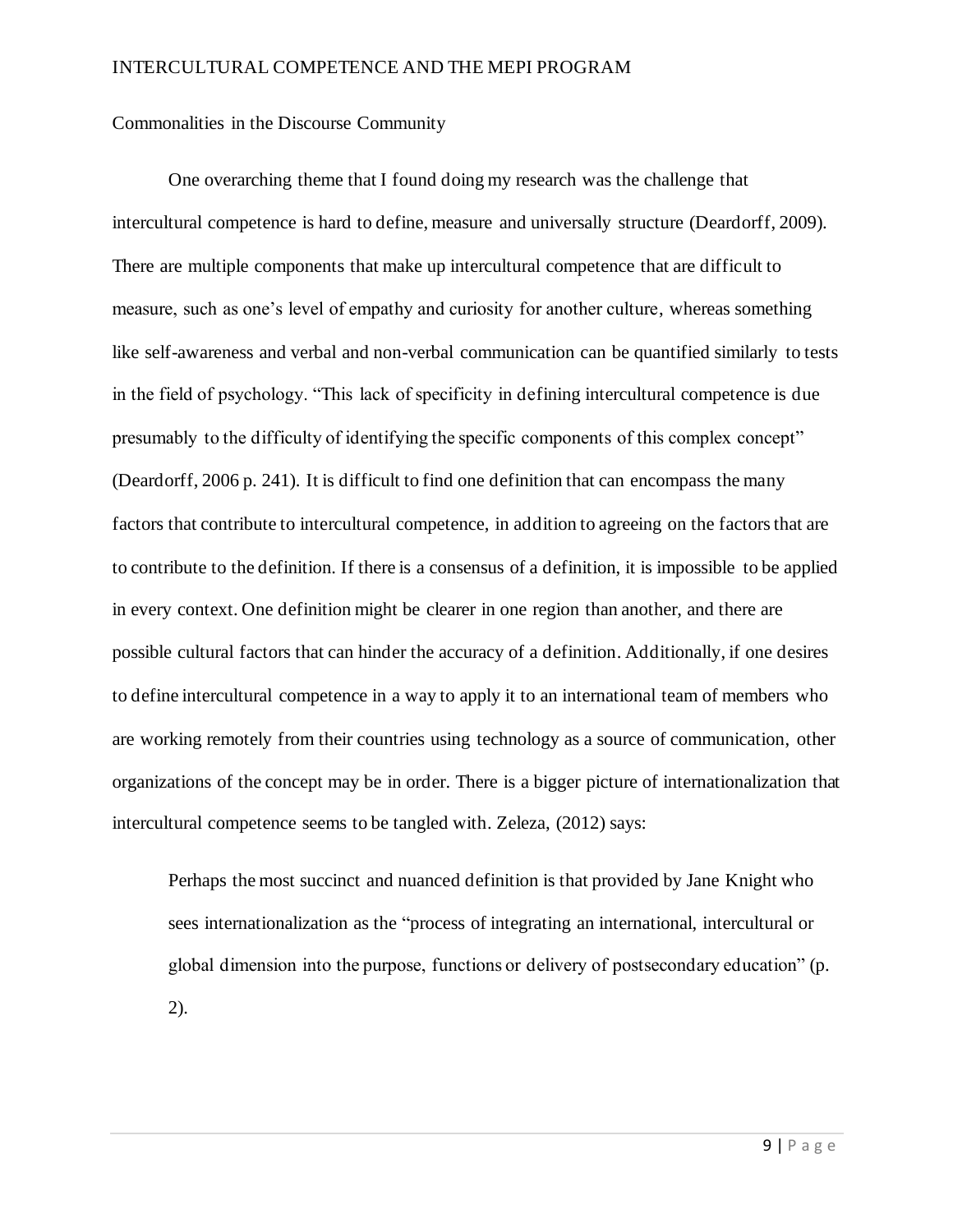## Commonalities in the Discourse Community

One overarching theme that I found doing my research was the challenge that intercultural competence is hard to define, measure and universally structure (Deardorff, 2009). There are multiple components that make up intercultural competence that are difficult to measure, such as one's level of empathy and curiosity for another culture, whereas something like self-awareness and verbal and non-verbal communication can be quantified similarly to tests in the field of psychology. "This lack of specificity in defining intercultural competence is due presumably to the difficulty of identifying the specific components of this complex concept" (Deardorff, 2006 p. 241). It is difficult to find one definition that can encompass the many factors that contribute to intercultural competence, in addition to agreeing on the factors that are to contribute to the definition. If there is a consensus of a definition, it is impossible to be applied in every context. One definition might be clearer in one region than another, and there are possible cultural factors that can hinder the accuracy of a definition. Additionally, if one desires to define intercultural competence in a way to apply it to an international team of members who are working remotely from their countries using technology as a source of communication, other organizations of the concept may be in order. There is a bigger picture of internationalization that intercultural competence seems to be tangled with. Zeleza, (2012) says:

> Perhaps the most succinct and nuanced definition is that provided by Jane Knight who sees internationalization as the "process of integrating an international, intercultural or global dimension into the purpose, functions or delivery of postsecondary education" (p. 2).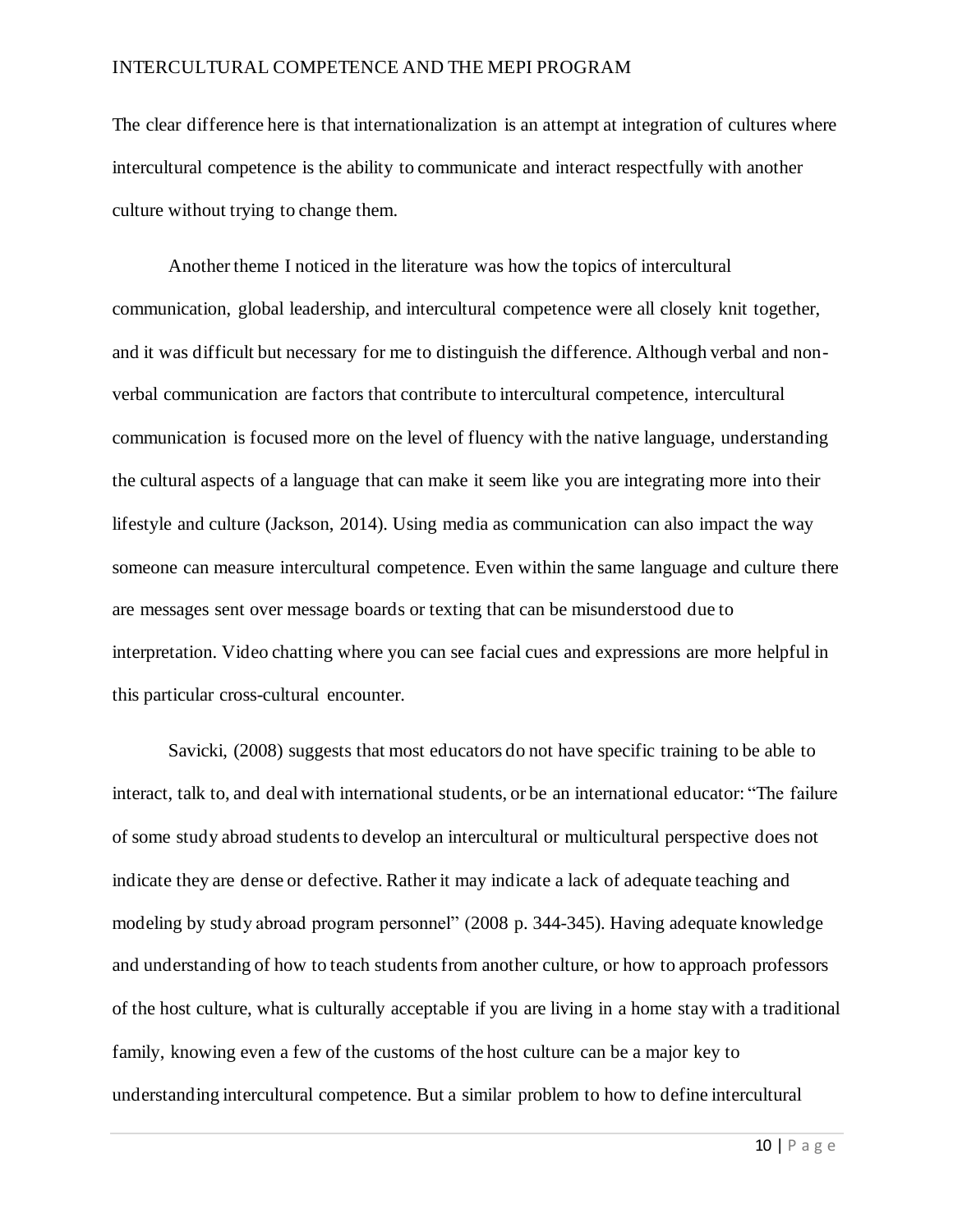The clear difference here is that internationalization is an attempt at integration of cultures where intercultural competence is the ability to communicate and interact respectfully with another culture without trying to change them.

Another theme I noticed in the literature was how the topics of intercultural communication, global leadership, and intercultural competence were all closely knit together, and it was difficult but necessary for me to distinguish the difference. Although verbal and non-verbal communication are factors that contribute to intercultural competence, intercultural communication is focused more on the level of fluency with the native language, understanding the cultural aspects of a language that can make it seem like you are integrating more into their lifestyle and culture (Jackson, 2014). Using media as communication can also impact the way someone can measure intercultural competence. Even within the same language and culture there are messages sent over message boards or texting that can be misunderstood due to interpretation. Video chatting where you can see facial cues and expressions are more helpful in this particular cross-cultural encounter.

Savicki, (2008) suggests that most educators do not have specific training to be able to interact, talk to, and deal with international students, or be an international educator: "The failure of some study abroad students to develop an intercultural or multicultural perspective does not indicate they are dense or defective. Rather it may indicate a lack of adequate teaching and modeling by study abroad program personnel" (2008 p. 344-345). Having adequate knowledge and understanding of how to teach students from another culture, or how to approach professors of the host culture, what is culturally acceptable if you are living in a home stay with a traditional family, knowing even a few of the customs of the host culture can be a major key to understanding intercultural competence. But a similar problem to how to define intercultural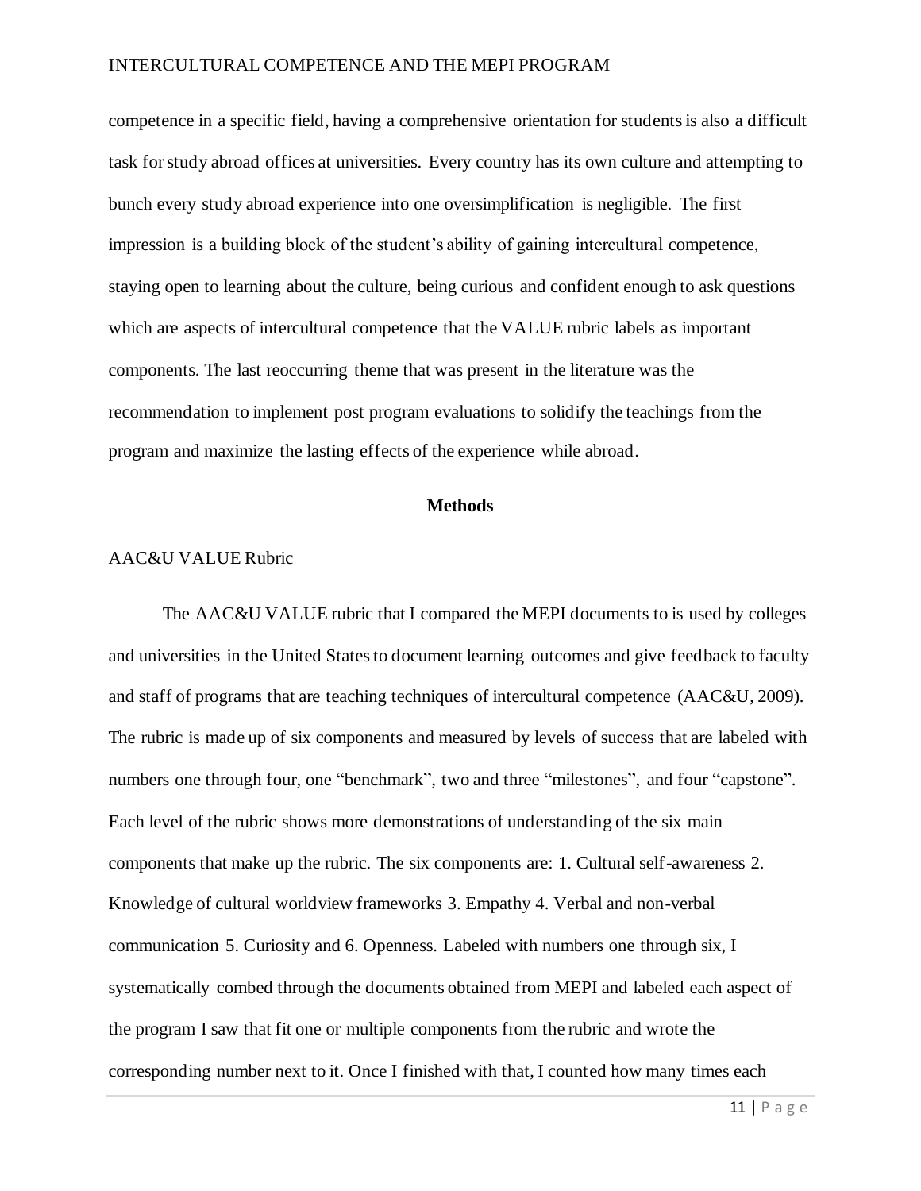competence in a specific field, having a comprehensive orientation for students is also a difficult task for study abroad offices at universities. Every country has its own culture and attempting to bunch every study abroad experience into one oversimplification is negligible. The first impression is a building block of the student's ability of gaining intercultural competence, staying open to learning about the culture, being curious and confident enough to ask questions which are aspects of intercultural competence that the VALUE rubric labels as important components. The last reoccurring theme that was present in the literature was the recommendation to implement post program evaluations to solidify the teachings from the program and maximize the lasting effects of the experience while abroad.

## Methods

### AAC&U VALUE Rubric

The AAC&U VALUE rubric that I compared the MEPI documents to is used by colleges and universities in the United States to document learning outcomes and give feedback to faculty and staff of programs that are teaching techniques of intercultural competence (AAC&U, 2009). The rubric is made up of six components and measured by levels of success that are labeled with numbers one through four, one "benchmark", two and three "milestones", and four "capstone". Each level of the rubric shows more demonstrations of understanding of the six main components that make up the rubric. The six components are: 1. Cultural self-awareness 2. Knowledge of cultural worldview frameworks 3. Empathy 4. Verbal and non-verbal communication 5. Curiosity and 6. Openness. Labeled with numbers one through six, I systematically combed through the documents obtained from MEPI and labeled each aspect of the program I saw that fit one or multiple components from the rubric and wrote the corresponding number next to it. Once I finished with that, I counted how many times each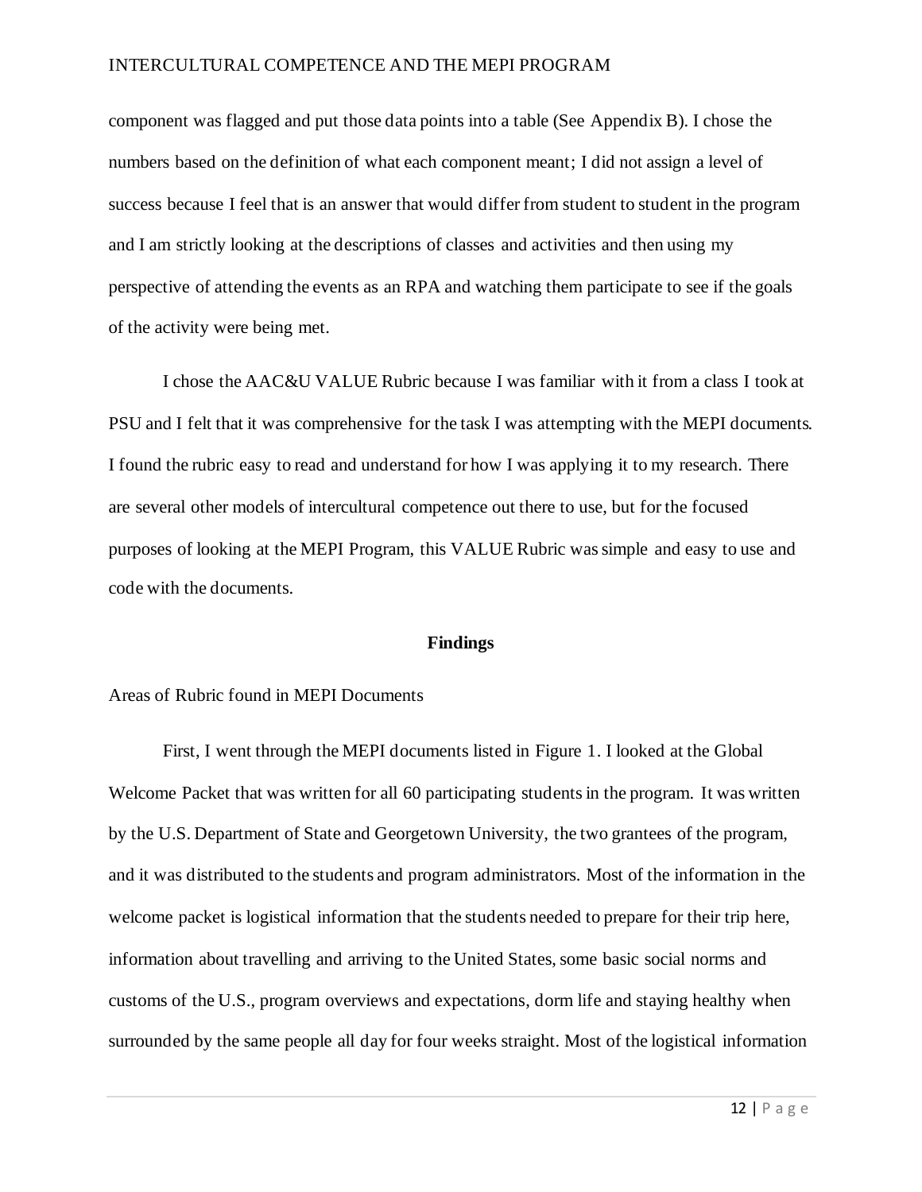component was flagged and put those data points into a table (See Appendix B). I chose the numbers based on the definition of what each component meant; I did not assign a level of success because I feel that is an answer that would differ from student to student in the program and I am strictly looking at the descriptions of classes and activities and then using my perspective of attending the events as an RPA and watching them participate to see if the goals of the activity were being met.

I chose the AAC&U VALUE Rubric because I was familiar with it from a class I took at PSU and I felt that it was comprehensive for the task I was attempting with the MEPI documents. I found the rubric easy to read and understand for how I was applying it to my research. There are several other models of intercultural competence out there to use, but for the focused purposes of looking at the MEPI Program, this VALUE Rubric was simple and easy to use and code with the documents.

## Findings

### Areas of Rubric found in MEPI Documents

First, I went through the MEPI documents listed in Figure 1. I looked at the Global Welcome Packet that was written for all 60 participating students in the program. It was written by the U.S. Department of State and Georgetown University, the two grantees of the program, and it was distributed to the students and program administrators. Most of the information in the welcome packet is logistical information that the students needed to prepare for their trip here, information about travelling and arriving to the United States, some basic social norms and customs of the U.S., program overviews and expectations, dorm life and staying healthy when surrounded by the same people all day for four weeks straight. Most of the logistical information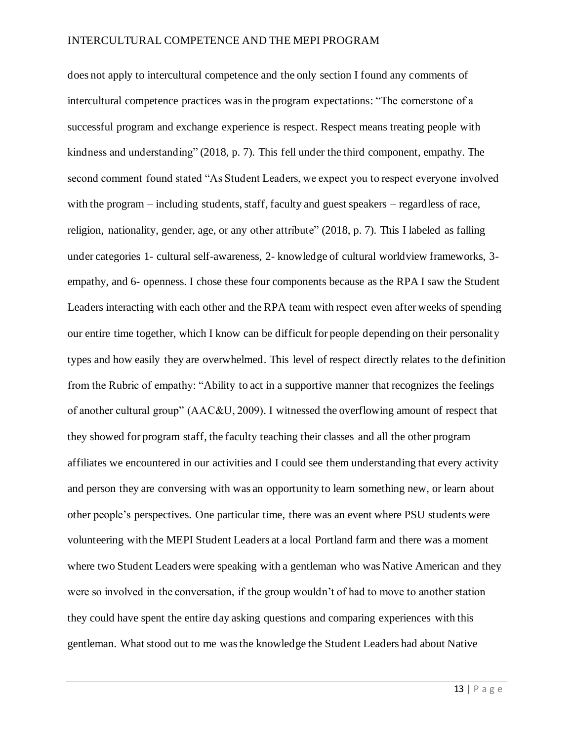does not apply to intercultural competence and the only section I found any comments of intercultural competence practices was in the program expectations: "The cornerstone of a successful program and exchange experience is respect. Respect means treating people with kindness and understanding" (2018, p. 7). This fell under the third component, empathy. The second comment found stated "As Student Leaders, we expect you to respect everyone involved with the program – including students, staff, faculty and guest speakers – regardless of race, religion, nationality, gender, age, or any other attribute" (2018, p. 7). This I labeled as falling under categories 1- cultural self-awareness, 2- knowledge of cultural worldview frameworks, 3- empathy, and 6- openness. I chose these four components because as the RPA I saw the Student Leaders interacting with each other and the RPA team with respect even after weeks of spending our entire time together, which I know can be difficult for people depending on their personality types and how easily they are overwhelmed. This level of respect directly relates to the definition from the Rubric of empathy: "Ability to act in a supportive manner that recognizes the feelings of another cultural group" (AAC&U, 2009). I witnessed the overflowing amount of respect that they showed for program staff, the faculty teaching their classes and all the other program affiliates we encountered in our activities and I could see them understanding that every activity and person they are conversing with was an opportunity to learn something new, or learn about other people's perspectives. One particular time, there was an event where PSU students were volunteering with the MEPI Student Leaders at a local Portland farm and there was a moment where two Student Leaders were speaking with a gentleman who was Native American and they were so involved in the conversation, if the group wouldn't of had to move to another station they could have spent the entire day asking questions and comparing experiences with this gentleman. What stood out to me was the knowledge the Student Leaders had about Native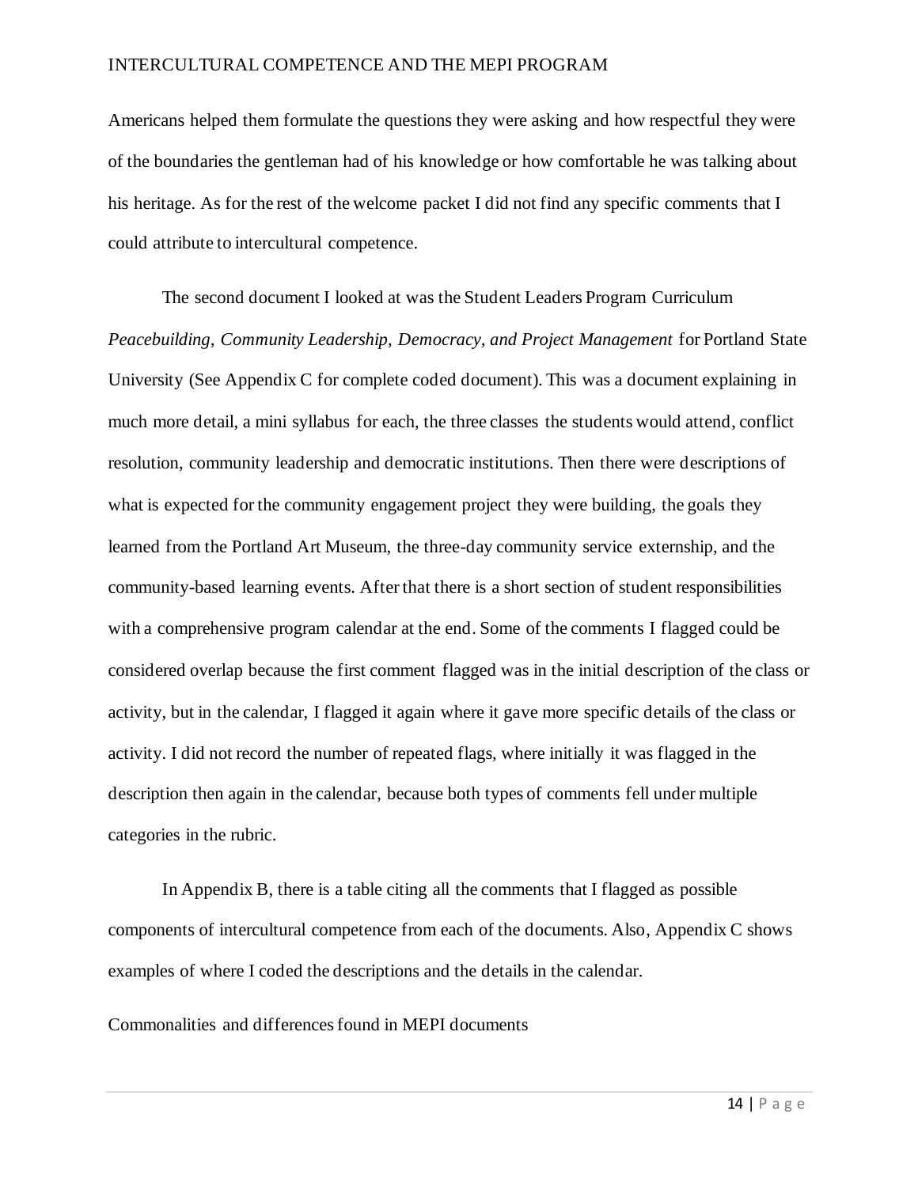Americans helped them formulate the questions they were asking and how respectful they were of the boundaries the gentleman had of his knowledge or how comfortable he was talking about his heritage. As for the rest of the welcome packet I did not find any specific comments that I could attribute to intercultural competence.

The second document I looked at was the Student Leaders Program Curriculum *Peacebuilding, Community Leadership, Democracy, and Project Management* for Portland State University (See Appendix C for complete coded document). This was a document explaining in much more detail, a mini syllabus for each, the three classes the students would attend, conflict resolution, community leadership and democratic institutions. Then there were descriptions of what is expected for the community engagement project they were building, the goals they learned from the Portland Art Museum, the three-day community service externship, and the community-based learning events. After that there is a short section of student responsibilities with a comprehensive program calendar at the end. Some of the comments I flagged could be considered overlap because the first comment flagged was in the initial description of the class or activity, but in the calendar, I flagged it again where it gave more specific details of the class or activity. I did not record the number of repeated flags, where initially it was flagged in the description then again in the calendar, because both types of comments fell under multiple categories in the rubric.

In Appendix B, there is a table citing all the comments that I flagged as possible components of intercultural competence from each of the documents. Also, Appendix C shows examples of where I coded the descriptions and the details in the calendar.

## Commonalities and differences found in MEPI documents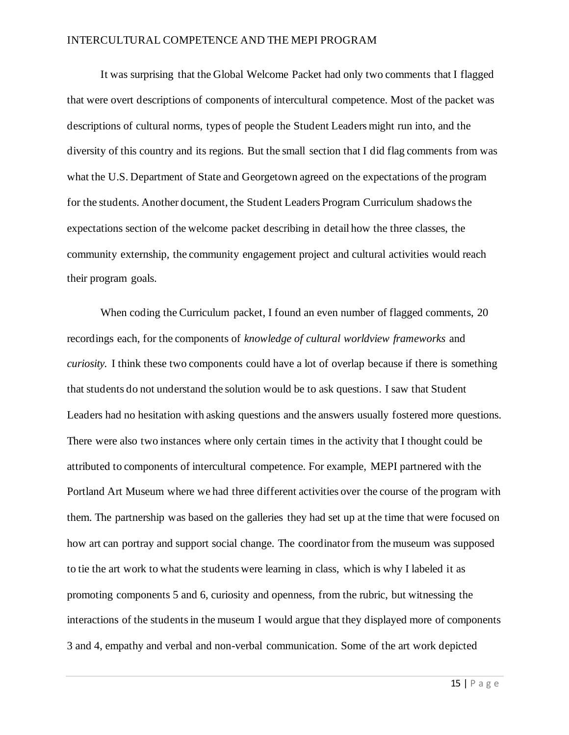It was surprising that the Global Welcome Packet had only two comments that I flagged that were overt descriptions of components of intercultural competence. Most of the packet was descriptions of cultural norms, types of people the Student Leaders might run into, and the diversity of this country and its regions. But the small section that I did flag comments from was what the U.S. Department of State and Georgetown agreed on the expectations of the program for the students. Another document, the Student Leaders Program Curriculum shadows the expectations section of the welcome packet describing in detail how the three classes, the community externship, the community engagement project and cultural activities would reach their program goals.

When coding the Curriculum packet, I found an even number of flagged comments, 20 recordings each, for the components of *knowledge of cultural worldview frameworks* and *curiosity.* I think these two components could have a lot of overlap because if there is something that students do not understand the solution would be to ask questions. I saw that Student Leaders had no hesitation with asking questions and the answers usually fostered more questions. There were also two instances where only certain times in the activity that I thought could be attributed to components of intercultural competence. For example, MEPI partnered with the Portland Art Museum where we had three different activities over the course of the program with them. The partnership was based on the galleries they had set up at the time that were focused on how art can portray and support social change. The coordinator from the museum was supposed to tie the art work to what the students were learning in class, which is why I labeled it as promoting components 5 and 6, curiosity and openness, from the rubric, but witnessing the interactions of the students in the museum I would argue that they displayed more of components 3 and 4, empathy and verbal and non-verbal communication. Some of the art work depicted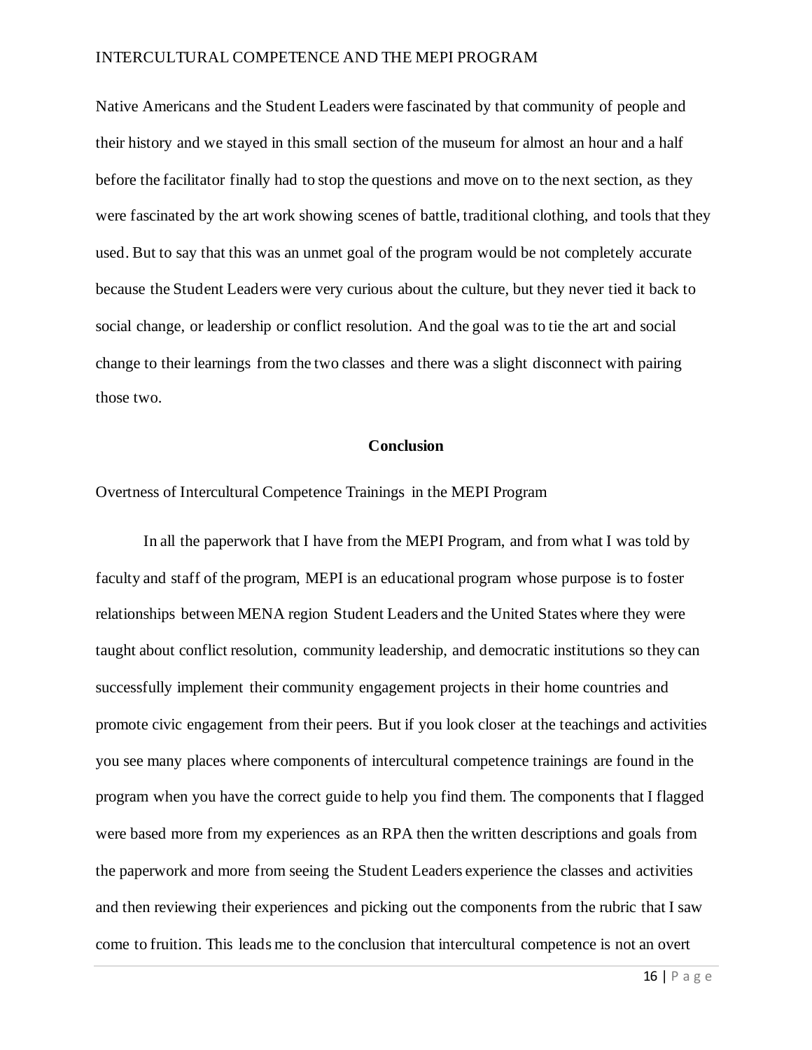Native Americans and the Student Leaders were fascinated by that community of people and their history and we stayed in this small section of the museum for almost an hour and a half before the facilitator finally had to stop the questions and move on to the next section, as they were fascinated by the art work showing scenes of battle, traditional clothing, and tools that they used. But to say that this was an unmet goal of the program would be not completely accurate because the Student Leaders were very curious about the culture, but they never tied it back to social change, or leadership or conflict resolution. And the goal was to tie the art and social change to their learnings from the two classes and there was a slight disconnect with pairing those two.

## Conclusion

Overtness of Intercultural Competence Trainings in the MEPI Program

In all the paperwork that I have from the MEPI Program, and from what I was told by faculty and staff of the program, MEPI is an educational program whose purpose is to foster relationships between MENA region Student Leaders and the United States where they were taught about conflict resolution, community leadership, and democratic institutions so they can successfully implement their community engagement projects in their home countries and promote civic engagement from their peers. But if you look closer at the teachings and activities you see many places where components of intercultural competence trainings are found in the program when you have the correct guide to help you find them. The components that I flagged were based more from my experiences as an RPA then the written descriptions and goals from the paperwork and more from seeing the Student Leaders experience the classes and activities and then reviewing their experiences and picking out the components from the rubric that I saw come to fruition. This leads me to the conclusion that intercultural competence is not an overt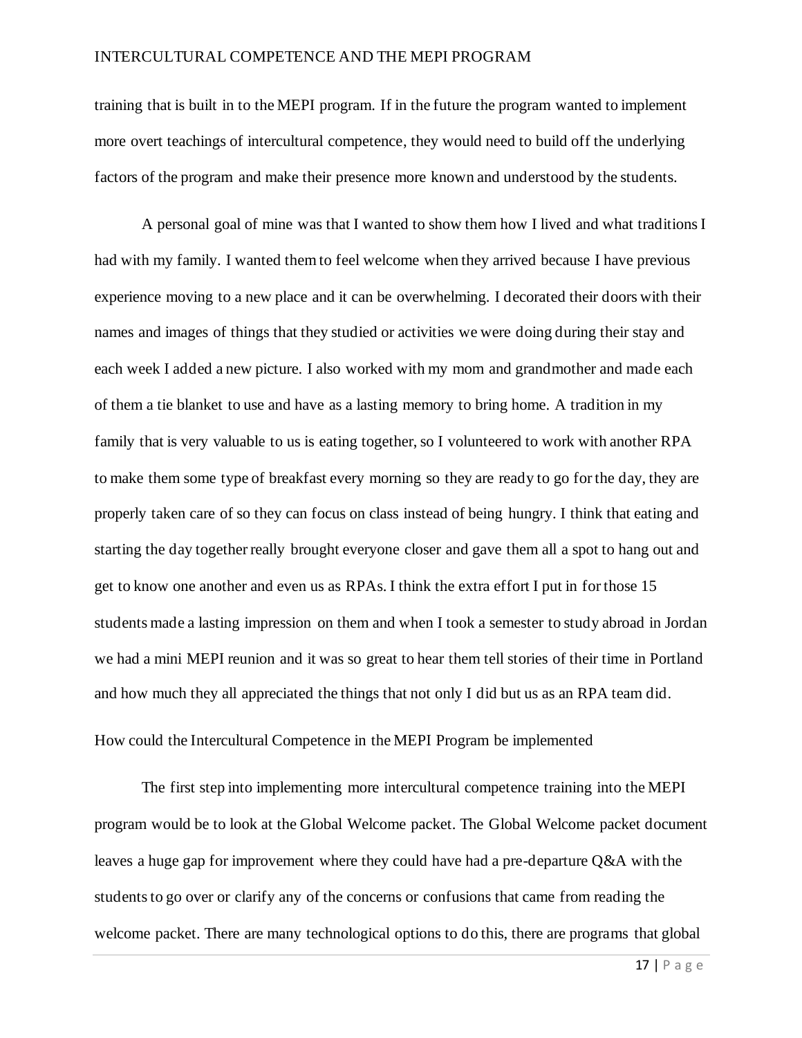training that is built in to the MEPI program. If in the future the program wanted to implement more overt teachings of intercultural competence, they would need to build off the underlying factors of the program and make their presence more known and understood by the students.

A personal goal of mine was that I wanted to show them how I lived and what traditions I had with my family. I wanted them to feel welcome when they arrived because I have previous experience moving to a new place and it can be overwhelming. I decorated their doors with their names and images of things that they studied or activities we were doing during their stay and each week I added a new picture. I also worked with my mom and grandmother and made each of them a tie blanket to use and have as a lasting memory to bring home. A tradition in my family that is very valuable to us is eating together, so I volunteered to work with another RPA to make them some type of breakfast every morning so they are ready to go for the day, they are properly taken care of so they can focus on class instead of being hungry. I think that eating and starting the day together really brought everyone closer and gave them all a spot to hang out and get to know one another and even us as RPAs. I think the extra effort I put in for those 15 students made a lasting impression on them and when I took a semester to study abroad in Jordan we had a mini MEPI reunion and it was so great to hear them tell stories of their time in Portland and how much they all appreciated the things that not only I did but us as an RPA team did.

## How could the Intercultural Competence in the MEPI Program be implemented

The first step into implementing more intercultural competence training into the MEPI program would be to look at the Global Welcome packet. The Global Welcome packet document leaves a huge gap for improvement where they could have had a pre-departure Q&A with the students to go over or clarify any of the concerns or confusions that came from reading the welcome packet. There are many technological options to do this, there are programs that global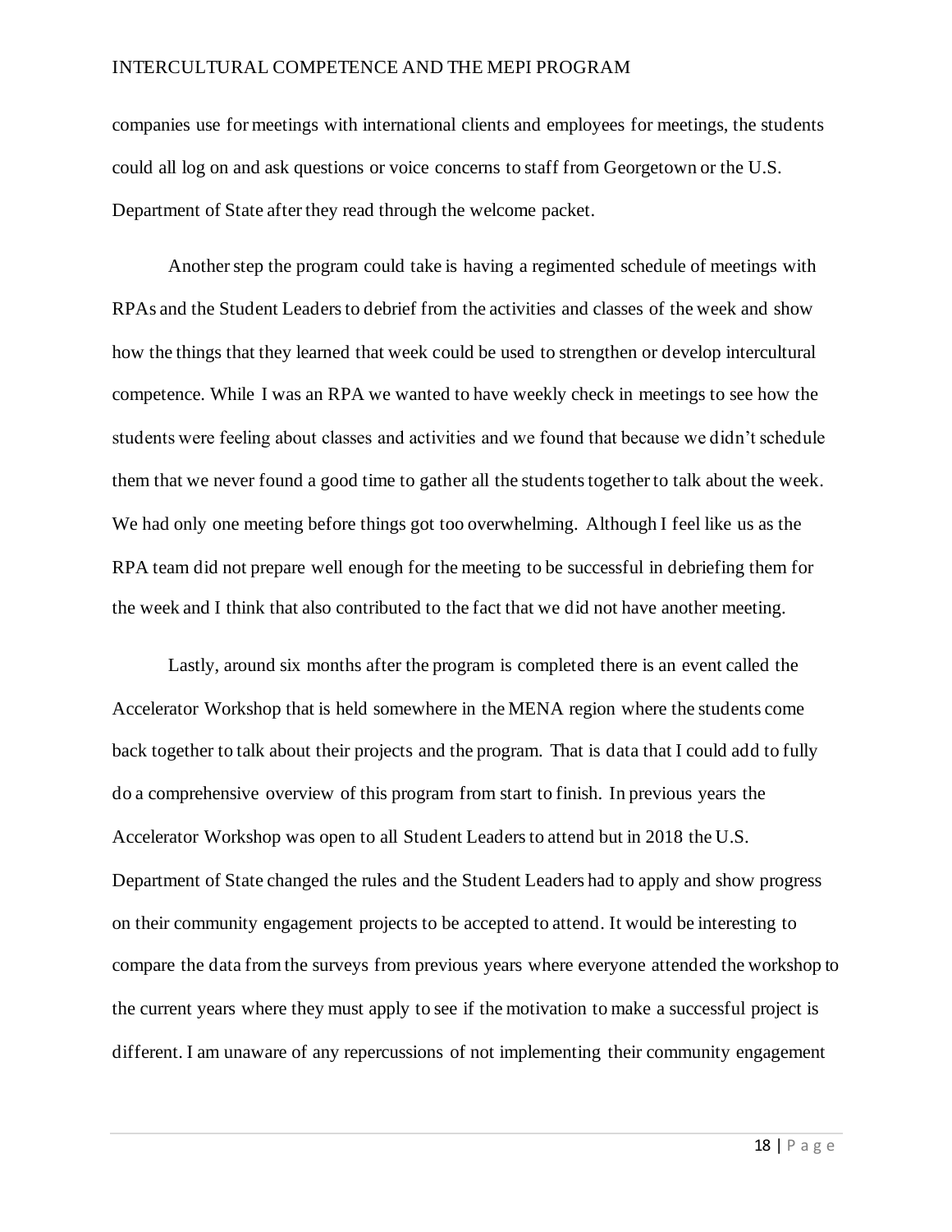companies use for meetings with international clients and employees for meetings, the students could all log on and ask questions or voice concerns to staff from Georgetown or the U.S. Department of State after they read through the welcome packet.

Another step the program could take is having a regimented schedule of meetings with RPAs and the Student Leaders to debrief from the activities and classes of the week and show how the things that they learned that week could be used to strengthen or develop intercultural competence. While I was an RPA we wanted to have weekly check in meetings to see how the students were feeling about classes and activities and we found that because we didn't schedule them that we never found a good time to gather all the students together to talk about the week. We had only one meeting before things got too overwhelming. Although I feel like us as the RPA team did not prepare well enough for the meeting to be successful in debriefing them for the week and I think that also contributed to the fact that we did not have another meeting.

Lastly, around six months after the program is completed there is an event called the Accelerator Workshop that is held somewhere in the MENA region where the students come back together to talk about their projects and the program. That is data that I could add to fully do a comprehensive overview of this program from start to finish. In previous years the Accelerator Workshop was open to all Student Leaders to attend but in 2018 the U.S. Department of State changed the rules and the Student Leaders had to apply and show progress on their community engagement projects to be accepted to attend. It would be interesting to compare the data from the surveys from previous years where everyone attended the workshop to the current years where they must apply to see if the motivation to make a successful project is different. I am unaware of any repercussions of not implementing their community engagement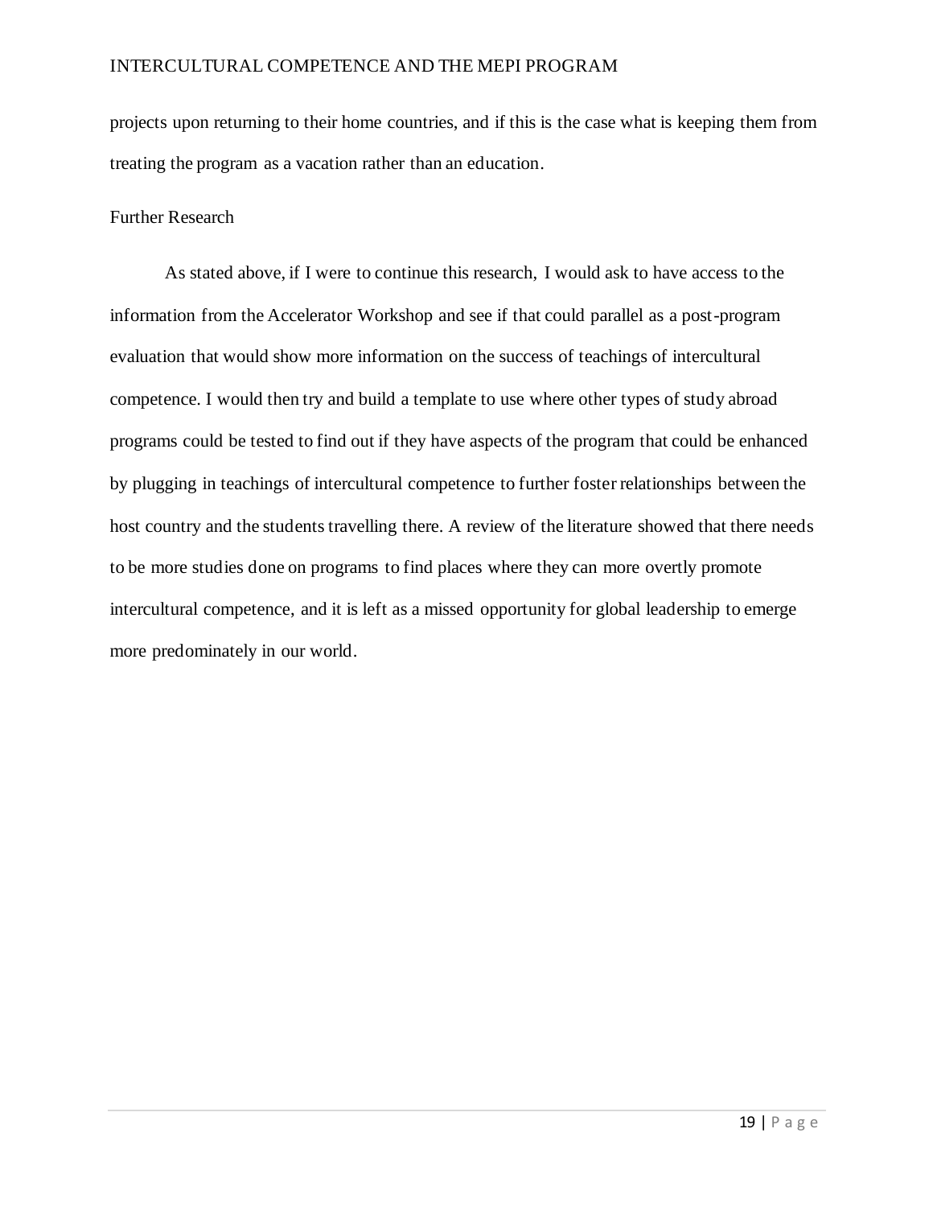projects upon returning to their home countries, and if this is the case what is keeping them from treating the program as a vacation rather than an education.

## Further Research

As stated above, if I were to continue this research, I would ask to have access to the information from the Accelerator Workshop and see if that could parallel as a post-program evaluation that would show more information on the success of teachings of intercultural competence. I would then try and build a template to use where other types of study abroad programs could be tested to find out if they have aspects of the program that could be enhanced by plugging in teachings of intercultural competence to further foster relationships between the host country and the students travelling there. A review of the literature showed that there needs to be more studies done on programs to find places where they can more overtly promote intercultural competence, and it is left as a missed opportunity for global leadership to emerge more predominately in our world.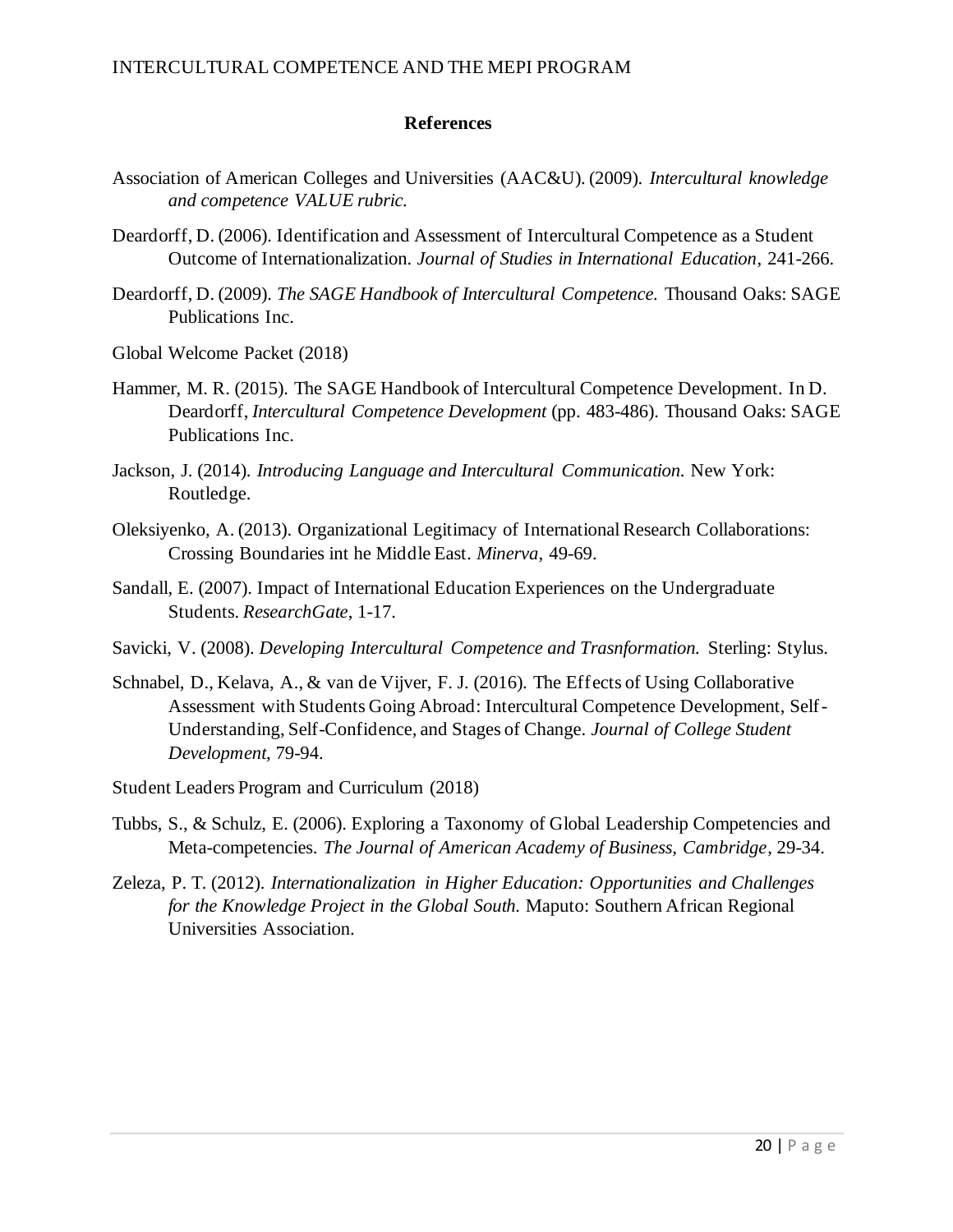## References

Association of American Colleges and Universities (AAC&U). (2009). *Intercultural knowledge and competence VALUE rubric.*

Deardorff, D. (2006). Identification and Assessment of Intercultural Competence as a Student Outcome of Internationalization. *Journal of Studies in International Education*, 241-266.

Deardorff, D. (2009). *The SAGE Handbook of Intercultural Competence.* Thousand Oaks: SAGE Publications Inc.

Global Welcome Packet (2018)

Hammer, M. R. (2015). The SAGE Handbook of Intercultural Competence Development. In D. Deardorff, *Intercultural Competence Development* (pp. 483-486). Thousand Oaks: SAGE Publications Inc.

Jackson, J. (2014). *Introducing Language and Intercultural Communication.* New York: Routledge.

Oleksiyenko, A. (2013). Organizational Legitimacy of International Research Collaborations: Crossing Boundaries int he Middle East. *Minerva*, 49-69.

Sandall, E. (2007). Impact of International Education Experiences on the Undergraduate Students. *ResearchGate*, 1-17.

Savicki, V. (2008). *Developing Intercultural Competence and Trasnformation.* Sterling: Stylus.

Schnabel, D., Kelava, A., & van de Vijver, F. J. (2016). The Effects of Using Collaborative Assessment with Students Going Abroad: Intercultural Competence Development, Self-Understanding, Self-Confidence, and Stages of Change. *Journal of College Student Development*, 79-94.

Student Leaders Program and Curriculum (2018)

Tubbs, S., & Schulz, E. (2006). Exploring a Taxonomy of Global Leadership Competencies and Meta-competencies. *The Journal of American Academy of Business, Cambridge*, 29-34.

Zeleza, P. T. (2012). *Internationalization in Higher Education: Opportunities and Challenges for the Knowledge Project in the Global South.* Maputo: Southern African Regional Universities Association.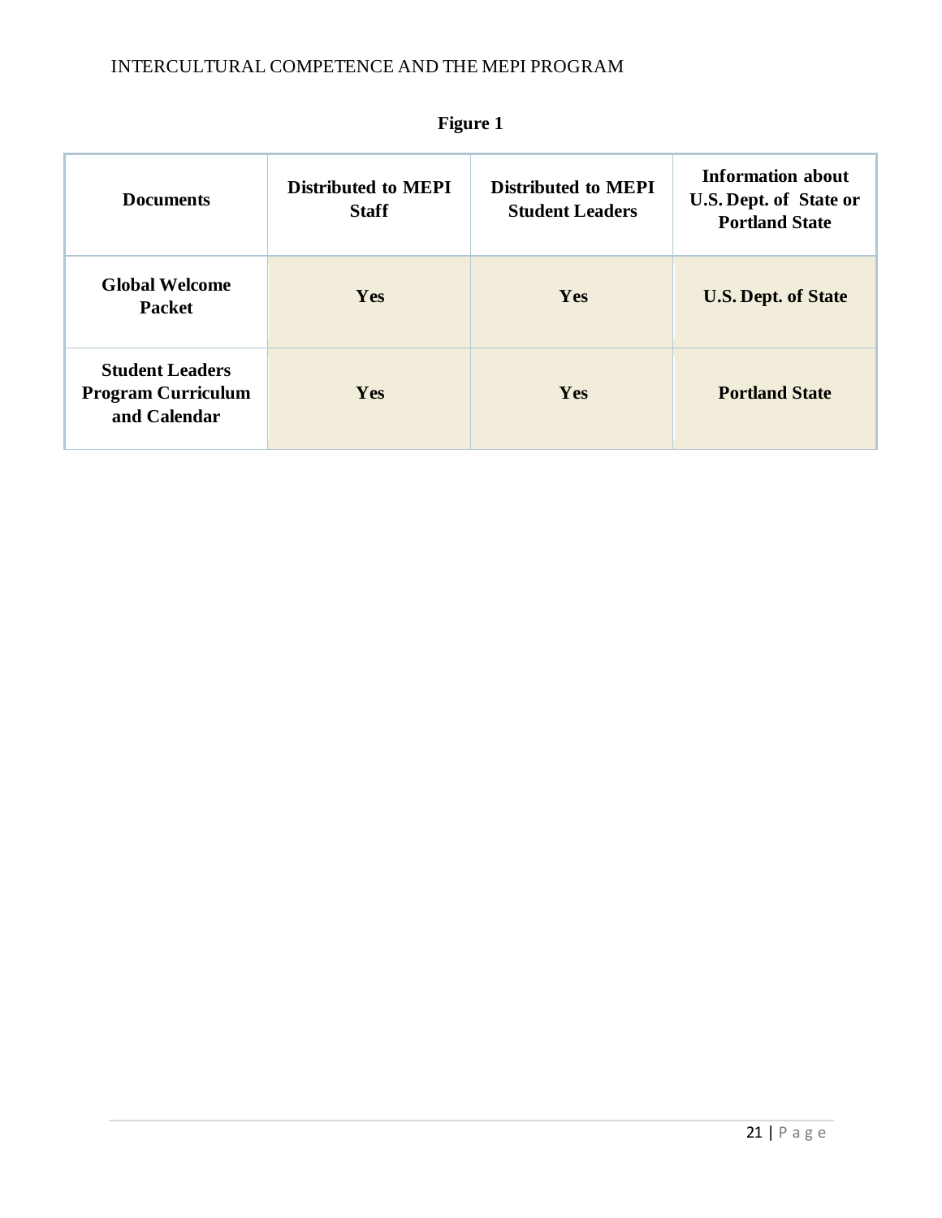**Figure 1**

| Documents | Distributed to MEPI Staff | Distributed to MEPI Student Leaders | Information about U.S. Dept. of State or Portland State |
|---|---|---|---|
| Global Welcome Packet | Yes | Yes | U.S. Dept. of State |
| Student Leaders Program Curriculum and Calendar | Yes | Yes | Portland State |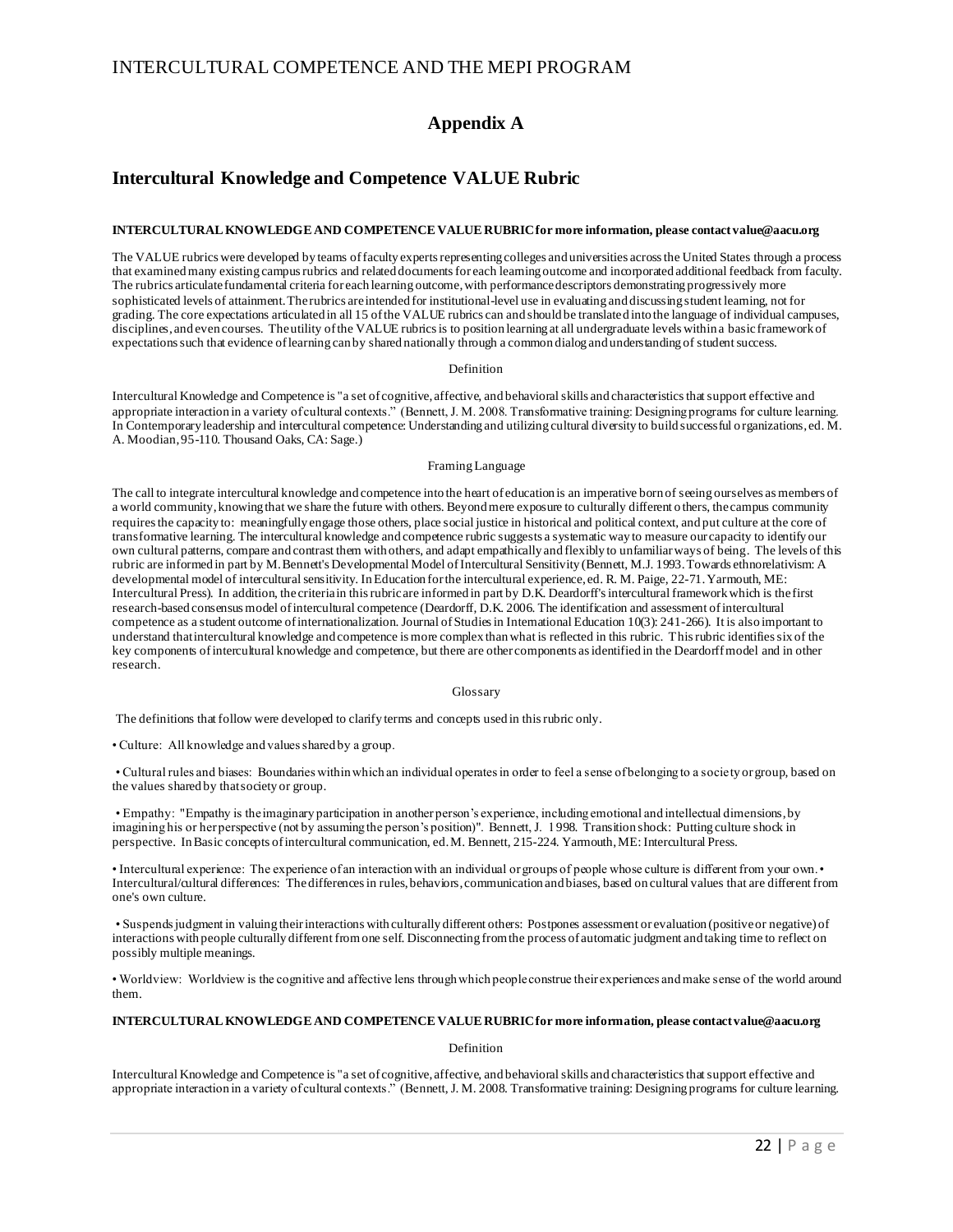# Appendix A

## Intercultural Knowledge and Competence VALUE Rubric

**INTERCULTURAL KNOWLEDGE AND COMPETENCE VALUE RUBRIC for more information, please contact value@aacu.org**

The VALUE rubrics were developed by teams of faculty experts representing colleges and universities across the United States through a process that examined many existing campus rubrics and related documents for each learning outcome and incorporated additional feedback from faculty. The rubrics articulate fundamental criteria for each learning outcome, with performance descriptors demonstrating progressively more sophisticated levels of attainment. The rubrics are intended for institutional-level use in evaluating and discussing student learning, not for grading. The core expectations articulated in all 15 of the VALUE rubrics can and should be translated into the language of individual campuses, disciplines, and even courses. The utility of the VALUE rubrics is to position learning at all undergraduate levels within a basic framework of expectations such that evidence of learning can by shared nationally through a common dialog and understanding of student success.

Definition

Intercultural Knowledge and Competence is "a set of cognitive, affective, and behavioral skills and characteristics that support effective and appropriate interaction in a variety of cultural contexts." (Bennett, J. M. 2008. Transformative training: Designing programs for culture learning. In Contemporary leadership and intercultural competence: Understanding and utilizing cultural diversity to build successful organizations, ed. M. A. Moodian, 95-110. Thousand Oaks, CA: Sage.)

Framing Language

The call to integrate intercultural knowledge and competence into the heart of education is an imperative born of seeing ourselves as members of a world community, knowing that we share the future with others. Beyond mere exposure to culturally different others, the campus community requires the capacity to: meaningfully engage those others, place social justice in historical and political context, and put culture at the core of transformative learning. The intercultural knowledge and competence rubric suggests a systematic way to measure our capacity to identify our own cultural patterns, compare and contrast them with others, and adapt empathically and flexibly to unfamiliar ways of being. The levels of this rubric are informed in part by M. Bennett's Developmental Model of Intercultural Sensitivity (Bennett, M.J. 1993. Towards ethnorelativism: A developmental model of intercultural sensitivity. In Education for the intercultural experience, ed. R. M. Paige, 22-71. Yarmouth, ME: Intercultural Press). In addition, the criteria in this rubric are informed in part by D.K. Deardorff's intercultural framework which is the first research-based consensus model of intercultural competence (Deardorff, D.K. 2006. The identification and assessment of intercultural competence as a student outcome of internationalization. Journal of Studies in International Education 10(3): 241-266). It is also important to understand that intercultural knowledge and competence is more complex than what is reflected in this rubric. This rubric identifies six of the key components of intercultural knowledge and competence, but there are other components as identified in the Deardorff model and in other research.

Glossary

The definitions that follow were developed to clarify terms and concepts used in this rubric only.

• Culture: All knowledge and values shared by a group.

• Cultural rules and biases: Boundaries within which an individual operates in order to feel a sense of belonging to a society or group, based on the values shared by that society or group.

• Empathy: "Empathy is the imaginary participation in another person's experience, including emotional and intellectual dimensions, by imagining his or her perspective (not by assuming the person's position)". Bennett, J. 1998. Transition shock: Putting culture shock in perspective. In Basic concepts of intercultural communication, ed. M. Bennett, 215-224. Yarmouth, ME: Intercultural Press.

• Intercultural experience: The experience of an interaction with an individual or groups of people whose culture is different from your own. • Intercultural/cultural differences: The differences in rules, behaviors, communication and biases, based on cultural values that are different from one's own culture.

• Suspends judgment in valuing their interactions with culturally different others: Postpones assessment or evaluation (positive or negative) of interactions with people culturally different from one self. Disconnecting from the process of automatic judgment and taking time to reflect on possibly multiple meanings.

• Worldview: Worldview is the cognitive and affective lens through which people construe their experiences and make sense of the world around them.

**INTERCULTURAL KNOWLEDGE AND COMPETENCE VALUE RUBRIC for more information, please contact value@aacu.org**

Definition

Intercultural Knowledge and Competence is "a set of cognitive, affective, and behavioral skills and characteristics that support effective and appropriate interaction in a variety of cultural contexts." (Bennett, J. M. 2008. Transformative training: Designing programs for culture learning.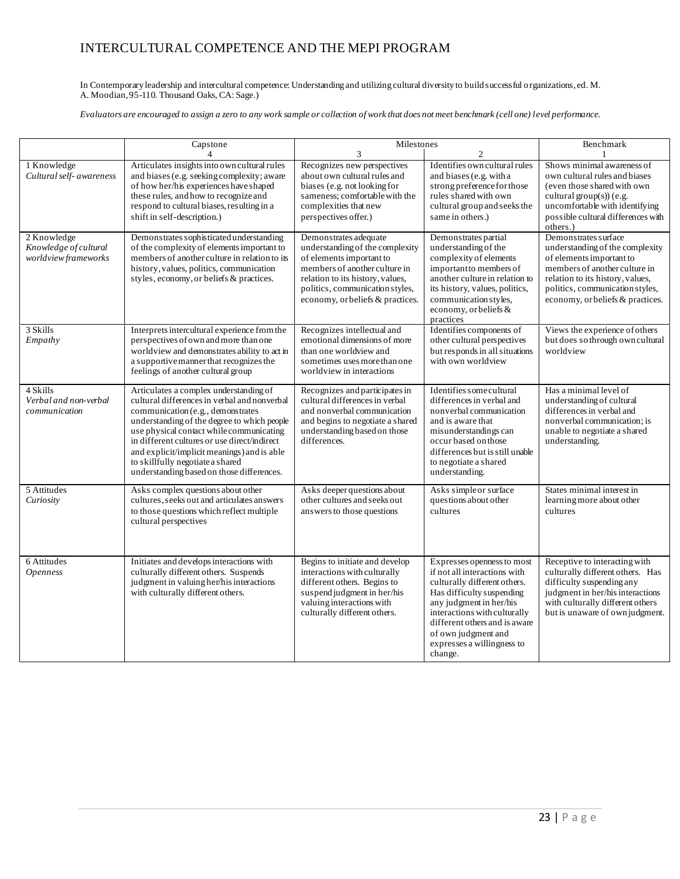In Contemporary leadership and intercultural competence: Understanding and utilizing cultural diversity to build successful organizations, ed. M. A. Moodian, 95-110. Thousand Oaks, CA: Sage.)

*Evaluators are encouraged to assign a zero to any work sample or collection of work that does not meet benchmark (cell one) level performance.*

| | Capstone<br>4 | Milestones<br>3 | <br>2 | Benchmark<br>1 |
|---|---|---|---|---|
| 1 Knowledge<br>*Cultural self- awareness* | Articulates insights into own cultural rules and biases (e.g. seeking complexity; aware of how her/his experiences have shaped these rules, and how to recognize and respond to cultural biases, resulting in a shift in self-description.) | Recognizes new perspectives about own cultural rules and biases (e.g. not looking for sameness; comfortable with the complexities that new perspectives offer.) | Identifies own cultural rules and biases (e.g. with a strong preference for those rules shared with own cultural group and seeks the same in others.) | Shows minimal awareness of own cultural rules and biases (even those shared with own cultural group(s)) (e.g. uncomfortable with identifying possible cultural differences with others.) |
| 2 Knowledge<br>*Knowledge of cultural worldview frameworks* | Demonstrates sophisticated understanding of the complexity of elements important to members of another culture in relation to its history, values, politics, communication styles, economy, or beliefs & practices. | Demonstrates adequate understanding of the complexity of elements important to members of another culture in relation to its history, values, politics, communication styles, economy, or beliefs & practices. | Demonstrates partial understanding of the complexity of elements important to members of another culture in relation to its history, values, politics, communication styles, economy, or beliefs & practices | Demonstrates surface understanding of the complexity of elements important to members of another culture in relation to its history, values, politics, communication styles, economy, or beliefs & practices. |
| 3 Skills<br>*Empathy* | Interprets intercultural experience from the perspectives of own and more than one worldview and demonstrates ability to act in a supportive manner that recognizes the feelings of another cultural group | Recognizes intellectual and emotional dimensions of more than one worldview and sometimes uses more than one worldview in interactions | Identifies components of other cultural perspectives but responds in all situations with own worldview | Views the experience of others but does so through own cultural worldview |
| 4 Skills<br>*Verbal and non-verbal communication* | Articulates a complex understanding of cultural differences in verbal and nonverbal communication (e.g., demonstrates understanding of the degree to which people use physical contact while communicating in different cultures or use direct/indirect and explicit/implicit meanings) and is able to skillfully negotiate a shared understanding based on those differences. | Recognizes and participates in cultural differences in verbal and nonverbal communication and begins to negotiate a shared understanding based on those differences. | Identifies some cultural differences in verbal and nonverbal communication and is aware that misunderstandings can occur based on those differences but is still unable to negotiate a shared understanding. | Has a minimal level of understanding of cultural differences in verbal and nonverbal communication; is unable to negotiate a shared understanding. |
| 5 Attitudes<br>*Curiosity* | Asks complex questions about other cultures, seeks out and articulates answers to those questions which reflect multiple cultural perspectives | Asks deeper questions about other cultures and seeks out answers to those questions | Asks simple or surface questions about other cultures | States minimal interest in learning more about other cultures |
| 6 Attitudes<br>*Openness* | Initiates and develops interactions with culturally different others. Suspends judgment in valuing her/his interactions with culturally different others. | Begins to initiate and develop interactions with culturally different others. Begins to suspend judgment in her/his valuing interactions with culturally different others. | Expresses openness to most if not all interactions with culturally different others. Has difficulty suspending any judgment in her/his interactions with culturally different others and is aware of own judgment and expresses a willingness to change. | Receptive to interacting with culturally different others. Has difficulty suspending any judgment in her/his interactions with culturally different others but is unaware of own judgment. |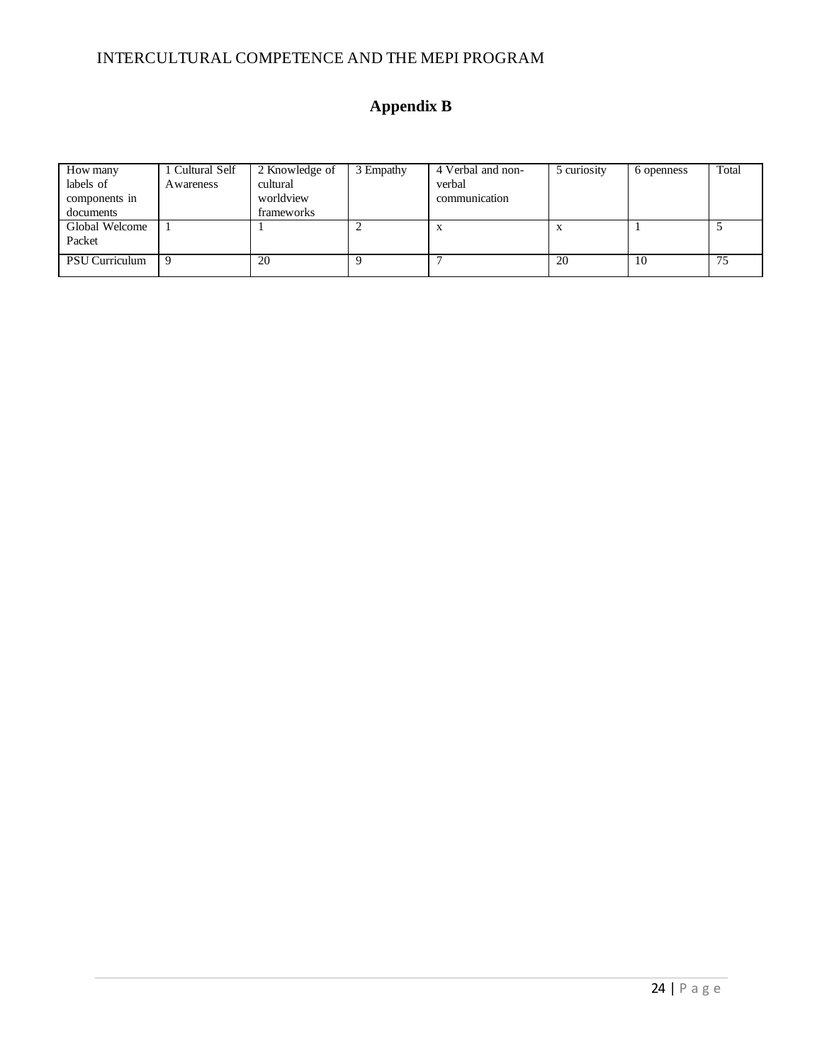## Appendix B

| How many labels of components in documents | 1 Cultural Self Awareness | 2 Knowledge of cultural worldview frameworks | 3 Empathy | 4 Verbal and non-verbal communication | 5 curiosity | 6 openness | Total |
|---|---|---|---|---|---|---|---|
| Global Welcome Packet | 1 | 1 | 2 | x | x | 1 | 5 |
| PSU Curriculum | 9 | 20 | 9 | 7 | 20 | 10 | 75 |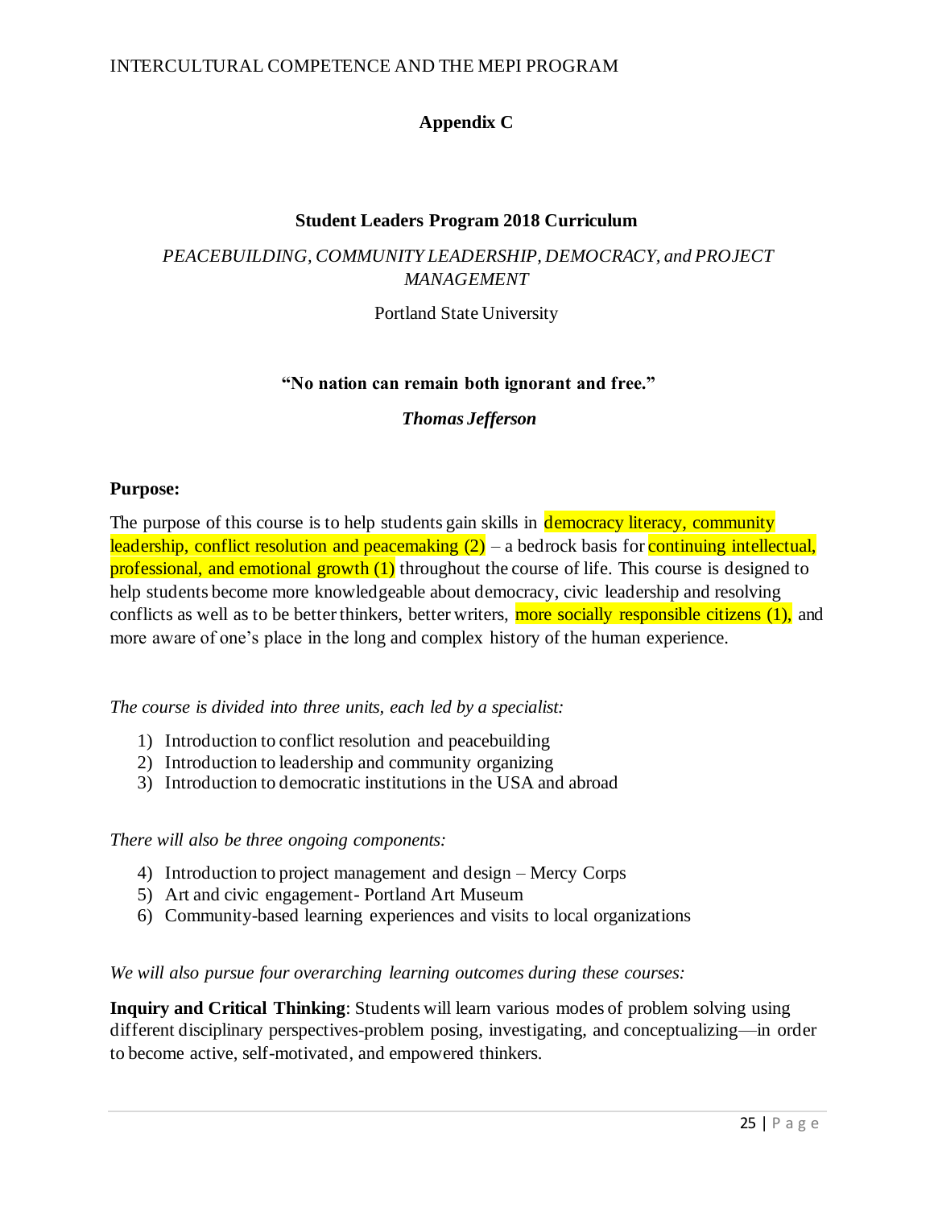## Appendix C

### Student Leaders Program 2018 Curriculum

*PEACEBUILDING, COMMUNITY LEADERSHIP, DEMOCRACY, and PROJECT MANAGEMENT*

Portland State University

**"No nation can remain both ignorant and free."**

***Thomas Jefferson***

**Purpose:**

The purpose of this course is to help students gain skills in democracy literacy, community leadership, conflict resolution and peacemaking (2) – a bedrock basis for continuing intellectual, professional, and emotional growth (1) throughout the course of life. This course is designed to help students become more knowledgeable about democracy, civic leadership and resolving conflicts as well as to be better thinkers, better writers, more socially responsible citizens (1), and more aware of one's place in the long and complex history of the human experience.

*The course is divided into three units, each led by a specialist:*

1) Introduction to conflict resolution and peacebuilding
2) Introduction to leadership and community organizing
3) Introduction to democratic institutions in the USA and abroad

*There will also be three ongoing components:*

4) Introduction to project management and design – Mercy Corps
5) Art and civic engagement- Portland Art Museum
6) Community-based learning experiences and visits to local organizations

*We will also pursue four overarching learning outcomes during these courses:*

**Inquiry and Critical Thinking**: Students will learn various modes of problem solving using different disciplinary perspectives-problem posing, investigating, and conceptualizing—in order to become active, self-motivated, and empowered thinkers.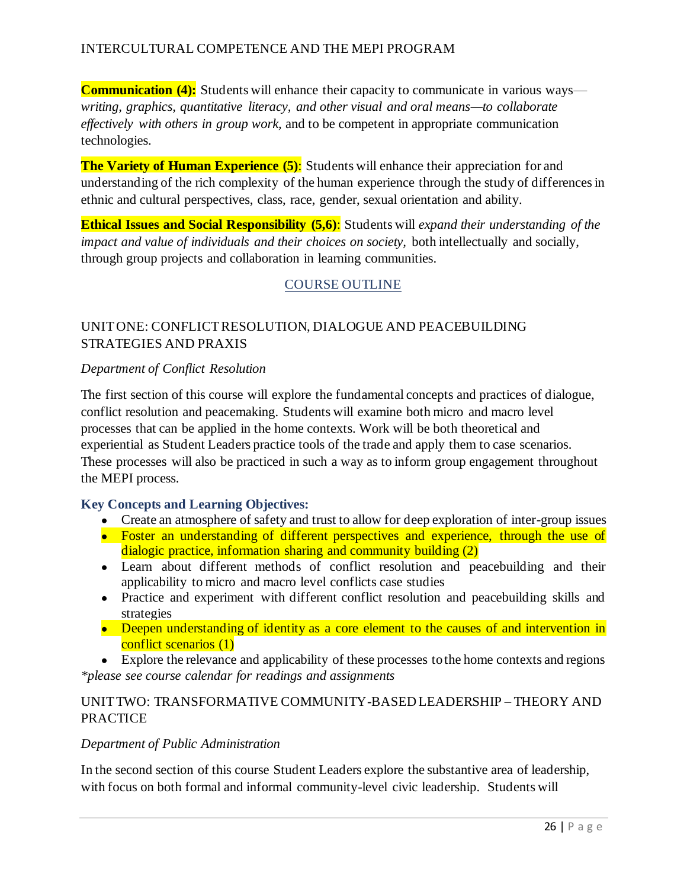**Communication (4):** Students will enhance their capacity to communicate in various ways—*writing, graphics, quantitative literacy, and other visual and oral means—to collaborate effectively with others in group work,* and to be competent in appropriate communication technologies.

**The Variety of Human Experience (5)**: Students will enhance their appreciation for and understanding of the rich complexity of the human experience through the study of differences in ethnic and cultural perspectives, class, race, gender, sexual orientation and ability.

**Ethical Issues and Social Responsibility (5,6)**: Students will *expand their understanding of the impact and value of individuals and their choices on society,* both intellectually and socially, through group projects and collaboration in learning communities.

## COURSE OUTLINE

### UNIT ONE: CONFLICT RESOLUTION, DIALOGUE AND PEACEBUILDING STRATEGIES AND PRAXIS

*Department of Conflict Resolution*

The first section of this course will explore the fundamental concepts and practices of dialogue, conflict resolution and peacemaking. Students will examine both micro and macro level processes that can be applied in the home contexts. Work will be both theoretical and experiential as Student Leaders practice tools of the trade and apply them to case scenarios. These processes will also be practiced in such a way as to inform group engagement throughout the MEPI process.

**Key Concepts and Learning Objectives:**

- Create an atmosphere of safety and trust to allow for deep exploration of inter-group issues
- Foster an understanding of different perspectives and experience, through the use of dialogic practice, information sharing and community building (2)
- Learn about different methods of conflict resolution and peacebuilding and their applicability to micro and macro level conflicts case studies
- Practice and experiment with different conflict resolution and peacebuilding skills and strategies
- Deepen understanding of identity as a core element to the causes of and intervention in conflict scenarios (1)
- Explore the relevance and applicability of these processes to the home contexts and regions

*\*please see course calendar for readings and assignments*

### UNIT TWO: TRANSFORMATIVE COMMUNITY-BASED LEADERSHIP – THEORY AND PRACTICE

*Department of Public Administration*

In the second section of this course Student Leaders explore the substantive area of leadership, with focus on both formal and informal community-level civic leadership. Students will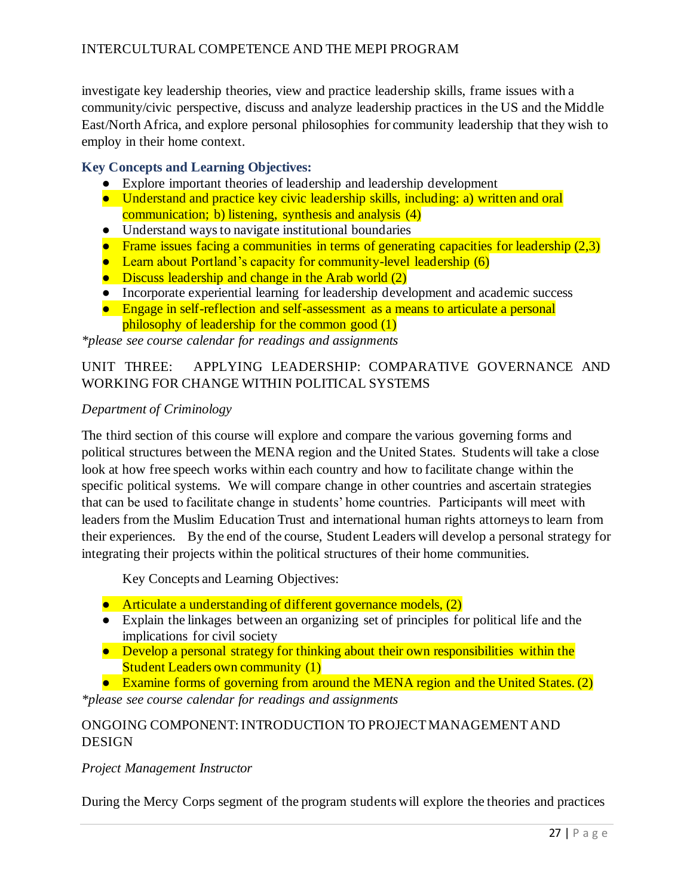investigate key leadership theories, view and practice leadership skills, frame issues with a community/civic perspective, discuss and analyze leadership practices in the US and the Middle East/North Africa, and explore personal philosophies for community leadership that they wish to employ in their home context.

### Key Concepts and Learning Objectives:

- Explore important theories of leadership and leadership development
- Understand and practice key civic leadership skills, including: a) written and oral communication; b) listening, synthesis and analysis (4)
- Understand ways to navigate institutional boundaries
- Frame issues facing a communities in terms of generating capacities for leadership (2,3)
- Learn about Portland's capacity for community-level leadership (6)
- Discuss leadership and change in the Arab world (2)
- Incorporate experiential learning for leadership development and academic success
- Engage in self-reflection and self-assessment as a means to articulate a personal philosophy of leadership for the common good (1)

*\*please see course calendar for readings and assignments*

UNIT THREE: APPLYING LEADERSHIP: COMPARATIVE GOVERNANCE AND WORKING FOR CHANGE WITHIN POLITICAL SYSTEMS

*Department of Criminology*

The third section of this course will explore and compare the various governing forms and political structures between the MENA region and the United States. Students will take a close look at how free speech works within each country and how to facilitate change within the specific political systems. We will compare change in other countries and ascertain strategies that can be used to facilitate change in students' home countries. Participants will meet with leaders from the Muslim Education Trust and international human rights attorneys to learn from their experiences. By the end of the course, Student Leaders will develop a personal strategy for integrating their projects within the political structures of their home communities.

Key Concepts and Learning Objectives:

- Articulate a understanding of different governance models, (2)
- Explain the linkages between an organizing set of principles for political life and the implications for civil society
- Develop a personal strategy for thinking about their own responsibilities within the Student Leaders own community (1)
- Examine forms of governing from around the MENA region and the United States. (2)

*\*please see course calendar for readings and assignments*

ONGOING COMPONENT: INTRODUCTION TO PROJECT MANAGEMENT AND DESIGN

*Project Management Instructor*

During the Mercy Corps segment of the program students will explore the theories and practices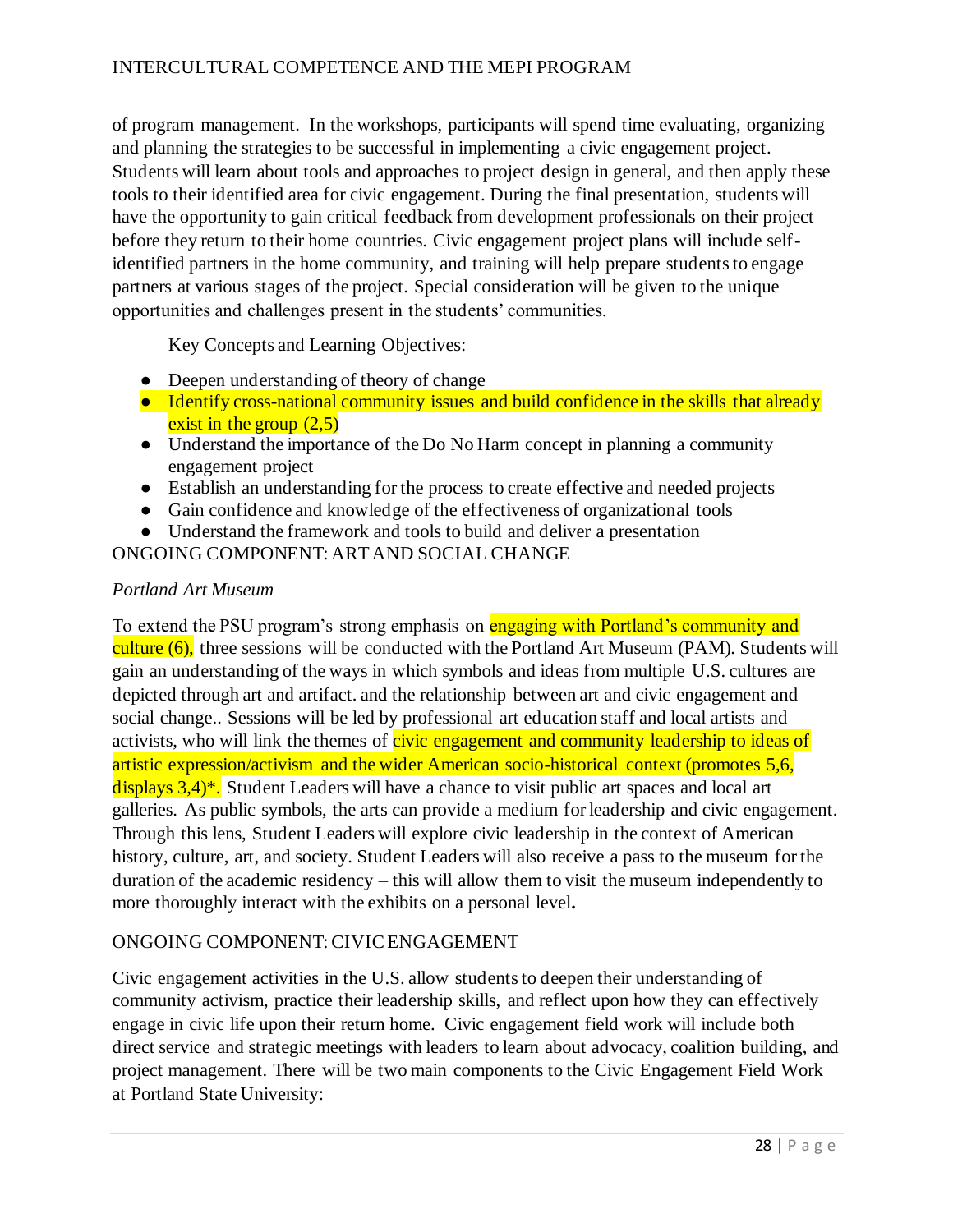of program management. In the workshops, participants will spend time evaluating, organizing and planning the strategies to be successful in implementing a civic engagement project. Students will learn about tools and approaches to project design in general, and then apply these tools to their identified area for civic engagement. During the final presentation, students will have the opportunity to gain critical feedback from development professionals on their project before they return to their home countries. Civic engagement project plans will include self-identified partners in the home community, and training will help prepare students to engage partners at various stages of the project. Special consideration will be given to the unique opportunities and challenges present in the students' communities.

Key Concepts and Learning Objectives:

- Deepen understanding of theory of change
- Identify cross-national community issues and build confidence in the skills that already exist in the group (2,5)
- Understand the importance of the Do No Harm concept in planning a community engagement project
- Establish an understanding for the process to create effective and needed projects
- Gain confidence and knowledge of the effectiveness of organizational tools
- Understand the framework and tools to build and deliver a presentation

ONGOING COMPONENT: ART AND SOCIAL CHANGE

*Portland Art Museum*

To extend the PSU program's strong emphasis on engaging with Portland's community and culture (6), three sessions will be conducted with the Portland Art Museum (PAM). Students will gain an understanding of the ways in which symbols and ideas from multiple U.S. cultures are depicted through art and artifact. and the relationship between art and civic engagement and social change.. Sessions will be led by professional art education staff and local artists and activists, who will link the themes of civic engagement and community leadership to ideas of artistic expression/activism and the wider American socio-historical context (promotes 5,6, displays 3,4)*. Student Leaders will have a chance to visit public art spaces and local art galleries. As public symbols, the arts can provide a medium for leadership and civic engagement. Through this lens, Student Leaders will explore civic leadership in the context of American history, culture, art, and society. Student Leaders will also receive a pass to the museum for the duration of the academic residency – this will allow them to visit the museum independently to more thoroughly interact with the exhibits on a personal level**.**

ONGOING COMPONENT: CIVIC ENGAGEMENT

Civic engagement activities in the U.S. allow students to deepen their understanding of community activism, practice their leadership skills, and reflect upon how they can effectively engage in civic life upon their return home. Civic engagement field work will include both direct service and strategic meetings with leaders to learn about advocacy, coalition building, and project management. There will be two main components to the Civic Engagement Field Work at Portland State University: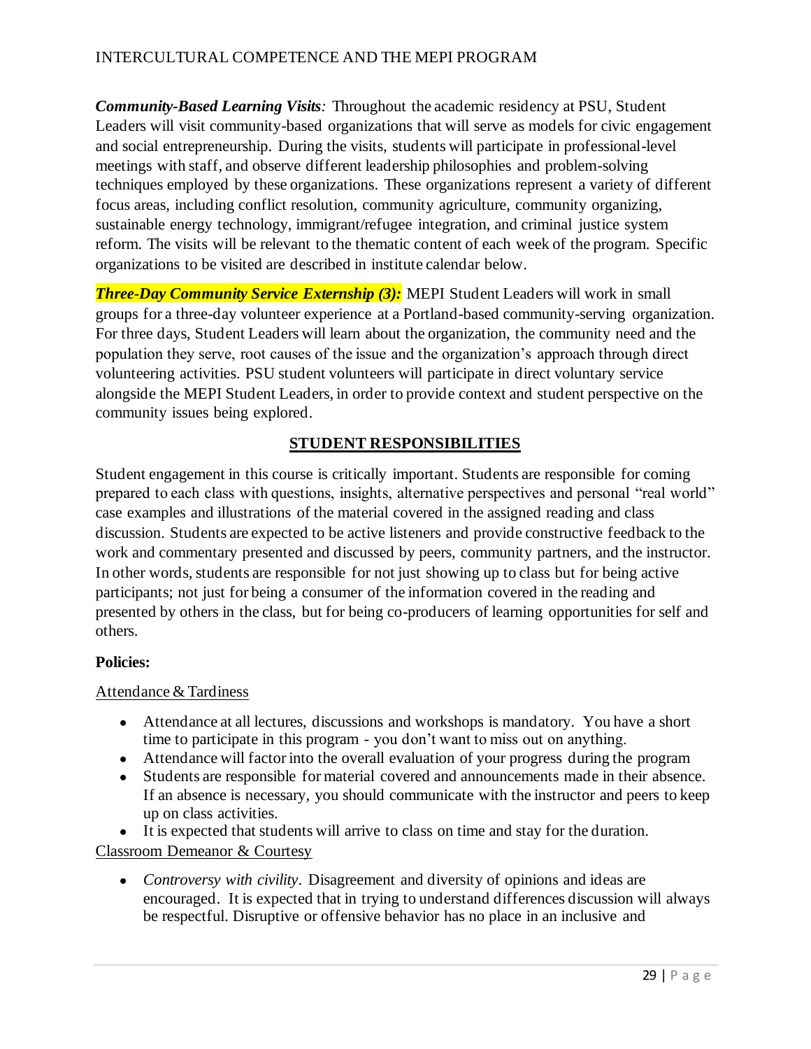***Community-Based Learning Visits**:* Throughout the academic residency at PSU, Student Leaders will visit community-based organizations that will serve as models for civic engagement and social entrepreneurship. During the visits, students will participate in professional-level meetings with staff, and observe different leadership philosophies and problem-solving techniques employed by these organizations. These organizations represent a variety of different focus areas, including conflict resolution, community agriculture, community organizing, sustainable energy technology, immigrant/refugee integration, and criminal justice system reform. The visits will be relevant to the thematic content of each week of the program. Specific organizations to be visited are described in institute calendar below.

***Three-Day Community Service Externship (3):*** MEPI Student Leaders will work in small groups for a three-day volunteer experience at a Portland-based community-serving organization. For three days, Student Leaders will learn about the organization, the community need and the population they serve, root causes of the issue and the organization's approach through direct volunteering activities. PSU student volunteers will participate in direct voluntary service alongside the MEPI Student Leaders, in order to provide context and student perspective on the community issues being explored.

## STUDENT RESPONSIBILITIES

Student engagement in this course is critically important. Students are responsible for coming prepared to each class with questions, insights, alternative perspectives and personal "real world" case examples and illustrations of the material covered in the assigned reading and class discussion. Students are expected to be active listeners and provide constructive feedback to the work and commentary presented and discussed by peers, community partners, and the instructor. In other words, students are responsible for not just showing up to class but for being active participants; not just for being a consumer of the information covered in the reading and presented by others in the class, but for being co-producers of learning opportunities for self and others.

**Policies:**

Attendance & Tardiness

- Attendance at all lectures, discussions and workshops is mandatory. You have a short time to participate in this program - you don't want to miss out on anything.
- Attendance will factor into the overall evaluation of your progress during the program
- Students are responsible for material covered and announcements made in their absence. If an absence is necessary, you should communicate with the instructor and peers to keep up on class activities.
- It is expected that students will arrive to class on time and stay for the duration.

Classroom Demeanor & Courtesy

- *Controversy with civility*. Disagreement and diversity of opinions and ideas are encouraged. It is expected that in trying to understand differences discussion will always be respectful. Disruptive or offensive behavior has no place in an inclusive and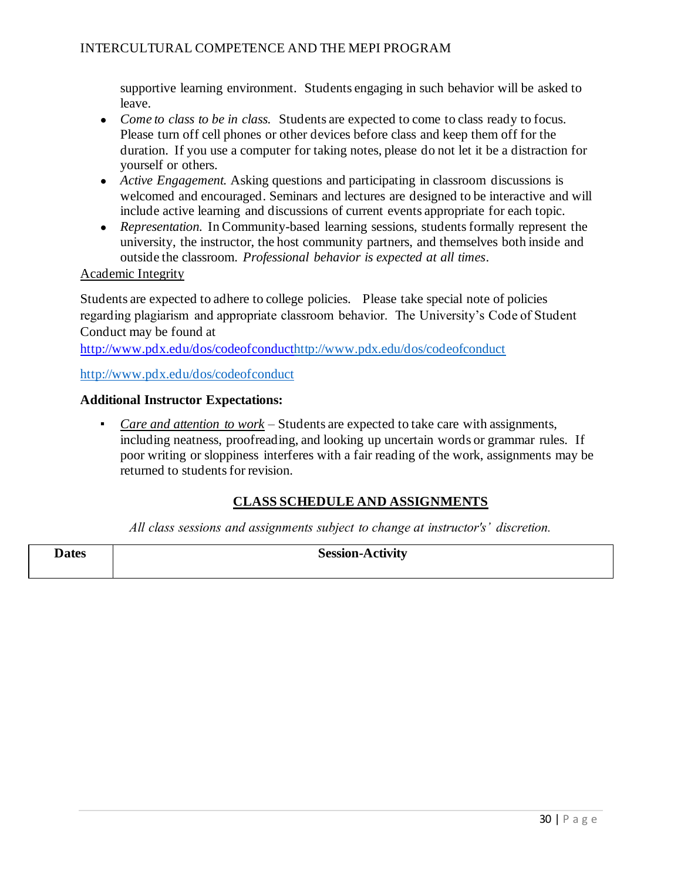supportive learning environment. Students engaging in such behavior will be asked to leave.

- *Come to class to be in class.* Students are expected to come to class ready to focus. Please turn off cell phones or other devices before class and keep them off for the duration. If you use a computer for taking notes, please do not let it be a distraction for yourself or others.
- *Active Engagement.* Asking questions and participating in classroom discussions is welcomed and encouraged. Seminars and lectures are designed to be interactive and will include active learning and discussions of current events appropriate for each topic.
- *Representation.* In Community-based learning sessions, students formally represent the university, the instructor, the host community partners, and themselves both inside and outside the classroom. *Professional behavior is expected at all times*.

Academic Integrity

Students are expected to adhere to college policies. Please take special note of policies regarding plagiarism and appropriate classroom behavior. The University's Code of Student Conduct may be found at http://www.pdx.edu/dos/codeofconducthttp://www.pdx.edu/dos/codeofconduct

http://www.pdx.edu/dos/codeofconduct

**Additional Instructor Expectations:**

- *Care and attention to work* – Students are expected to take care with assignments, including neatness, proofreading, and looking up uncertain words or grammar rules. If poor writing or sloppiness interferes with a fair reading of the work, assignments may be returned to students for revision.

**CLASS SCHEDULE AND ASSIGNMENTS**

*All class sessions and assignments subject to change at instructor's' discretion.*

| Dates | Session-Activity |
| --- | --- |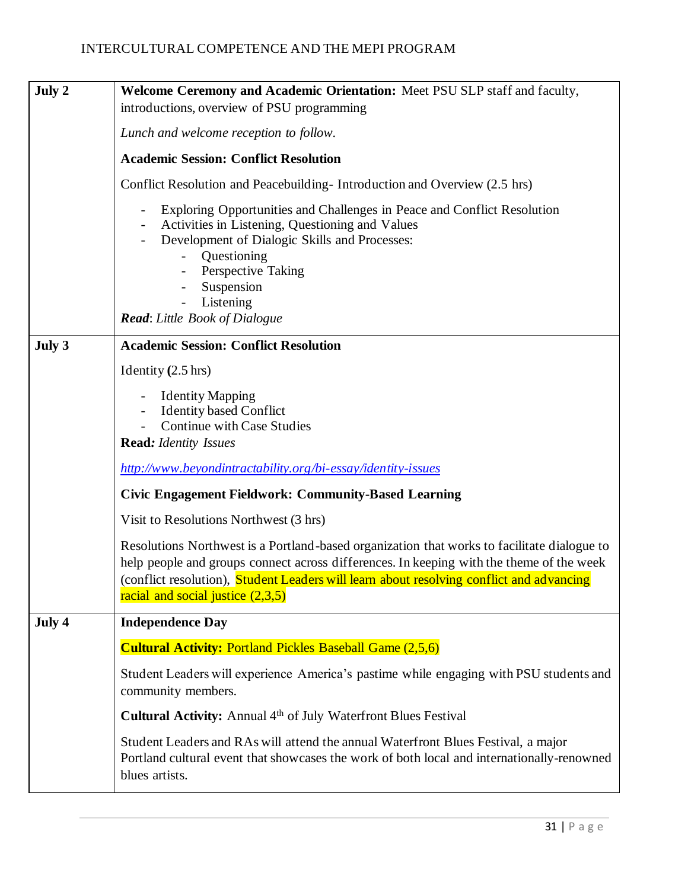| | |
|---|---|
| **July 2** | **Welcome Ceremony and Academic Orientation:** Meet PSU SLP staff and faculty, introductions, overview of PSU programming<br><br>*Lunch and welcome reception to follow.*<br><br>**Academic Session: Conflict Resolution**<br><br>Conflict Resolution and Peacebuilding- Introduction and Overview (2.5 hrs)<br><br>- Exploring Opportunities and Challenges in Peace and Conflict Resolution<br>- Activities in Listening, Questioning and Values<br>- Development of Dialogic Skills and Processes:<br>&nbsp;&nbsp;&nbsp;&nbsp;- Questioning<br>&nbsp;&nbsp;&nbsp;&nbsp;- Perspective Taking<br>&nbsp;&nbsp;&nbsp;&nbsp;- Suspension<br>&nbsp;&nbsp;&nbsp;&nbsp;- Listening<br><br>***Read***: *Little Book of Dialogue* |
| **July 3** | **Academic Session: Conflict Resolution**<br><br>Identity **(**2.5 hrs)<br><br>- Identity Mapping<br>- Identity based Conflict<br>- Continue with Case Studies<br><br>**Read***: Identity Issues*<br><br>*http://www.beyondintractability.org/bi-essay/identity-issues*<br><br>**Civic Engagement Fieldwork: Community-Based Learning**<br><br>Visit to Resolutions Northwest (3 hrs)<br><br>Resolutions Northwest is a Portland-based organization that works to facilitate dialogue to help people and groups connect across differences. In keeping with the theme of the week (conflict resolution), Student Leaders will learn about resolving conflict and advancing racial and social justice (2,3,5) |
| **July 4** | **Independence Day**<br><br>**Cultural Activity:** Portland Pickles Baseball Game (2,5,6)<br><br>Student Leaders will experience America's pastime while engaging with PSU students and community members.<br><br>**Cultural Activity:** Annual 4th of July Waterfront Blues Festival<br><br>Student Leaders and RAs will attend the annual Waterfront Blues Festival, a major Portland cultural event that showcases the work of both local and internationally-renowned blues artists. |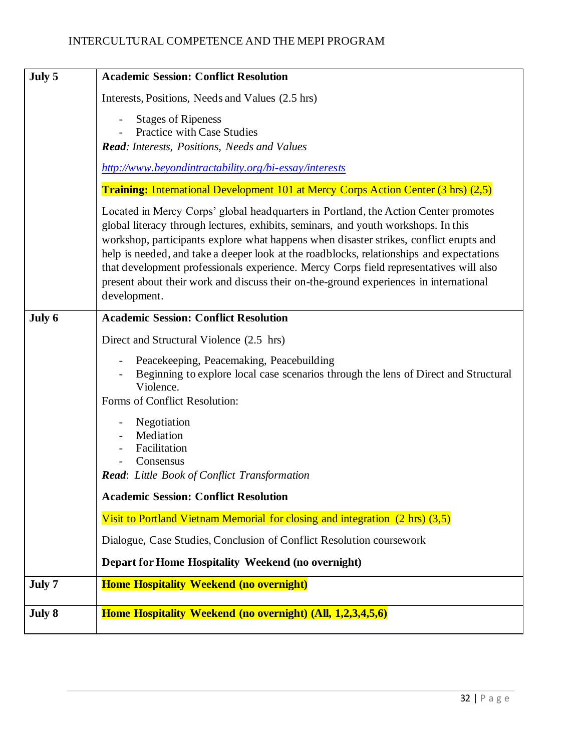| | |
|---|---|
| **July 5** | **Academic Session: Conflict Resolution**<br><br>Interests, Positions, Needs and Values (2.5 hrs)<br><br>- Stages of Ripeness<br>- Practice with Case Studies<br><br>***Read****: Interests, Positions, Needs and Values*<br><br>*http://www.beyondintractability.org/bi-essay/interests*<br><br>**Training:** International Development 101 at Mercy Corps Action Center (3 hrs) (2,5)<br><br>Located in Mercy Corps' global headquarters in Portland, the Action Center promotes global literacy through lectures, exhibits, seminars, and youth workshops. In this workshop, participants explore what happens when disaster strikes, conflict erupts and help is needed, and take a deeper look at the roadblocks, relationships and expectations that development professionals experience. Mercy Corps field representatives will also present about their work and discuss their on-the-ground experiences in international development. |
| **July 6** | **Academic Session: Conflict Resolution**<br><br>Direct and Structural Violence (2.5 hrs)<br><br>- Peacekeeping, Peacemaking, Peacebuilding<br>- Beginning to explore local case scenarios through the lens of Direct and Structural Violence.<br><br>Forms of Conflict Resolution:<br><br>- Negotiation<br>- Mediation<br>- Facilitation<br>- Consensus<br><br>***Read***: *Little Book of Conflict Transformation*<br><br>**Academic Session: Conflict Resolution**<br><br>Visit to Portland Vietnam Memorial for closing and integration (2 hrs) (3,5)<br><br>Dialogue, Case Studies, Conclusion of Conflict Resolution coursework<br><br>**Depart for Home Hospitality Weekend (no overnight)** |
| **July 7** | **Home Hospitality Weekend (no overnight)** |
| **July 8** | **Home Hospitality Weekend (no overnight) (All, 1,2,3,4,5,6)** |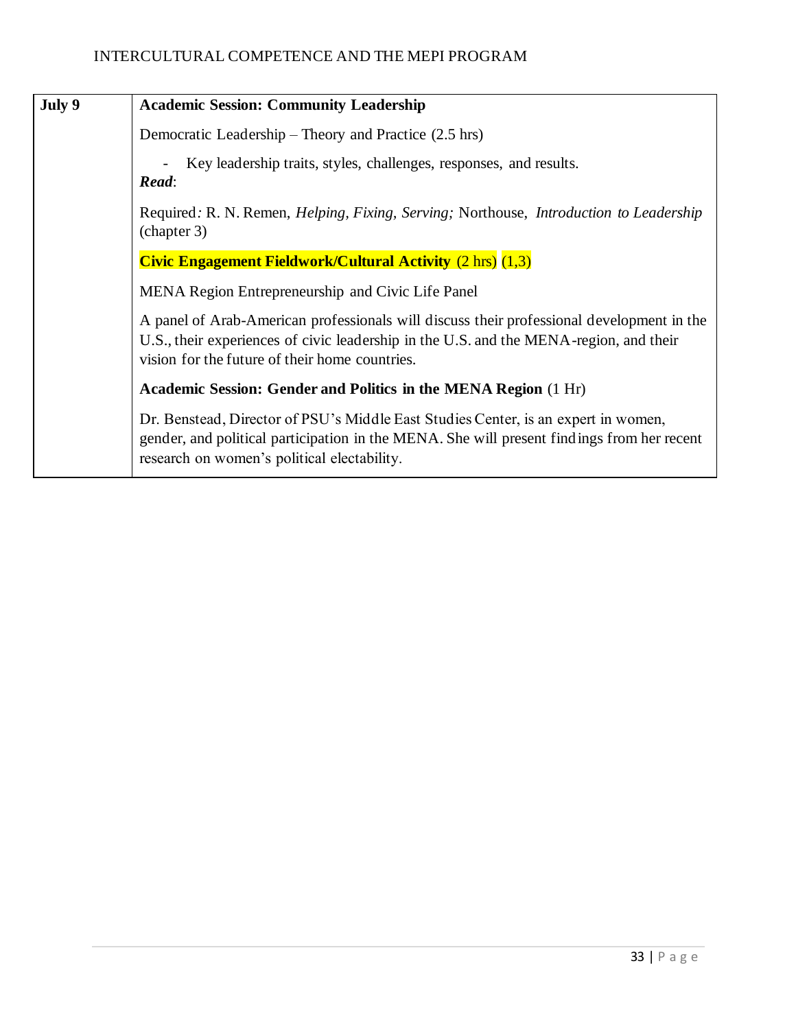| July 9 | **Academic Session: Community Leadership**<br><br>Democratic Leadership – Theory and Practice (2.5 hrs)<br><br>- Key leadership traits, styles, challenges, responses, and results.<br><br>***Read***:<br><br>Required*:* R. N. Remen, *Helping, Fixing, Serving;* Northouse, *Introduction to Leadership* (chapter 3)<br><br>**Civic Engagement Fieldwork/Cultural Activity** (2 hrs) (1,3)<br><br>MENA Region Entrepreneurship and Civic Life Panel<br><br>A panel of Arab-American professionals will discuss their professional development in the U.S., their experiences of civic leadership in the U.S. and the MENA-region, and their vision for the future of their home countries.<br><br>**Academic Session: Gender and Politics in the MENA Region** (1 Hr)<br><br>Dr. Benstead, Director of PSU's Middle East Studies Center, is an expert in women, gender, and political participation in the MENA. She will present findings from her recent research on women's political electability. |
|---|---|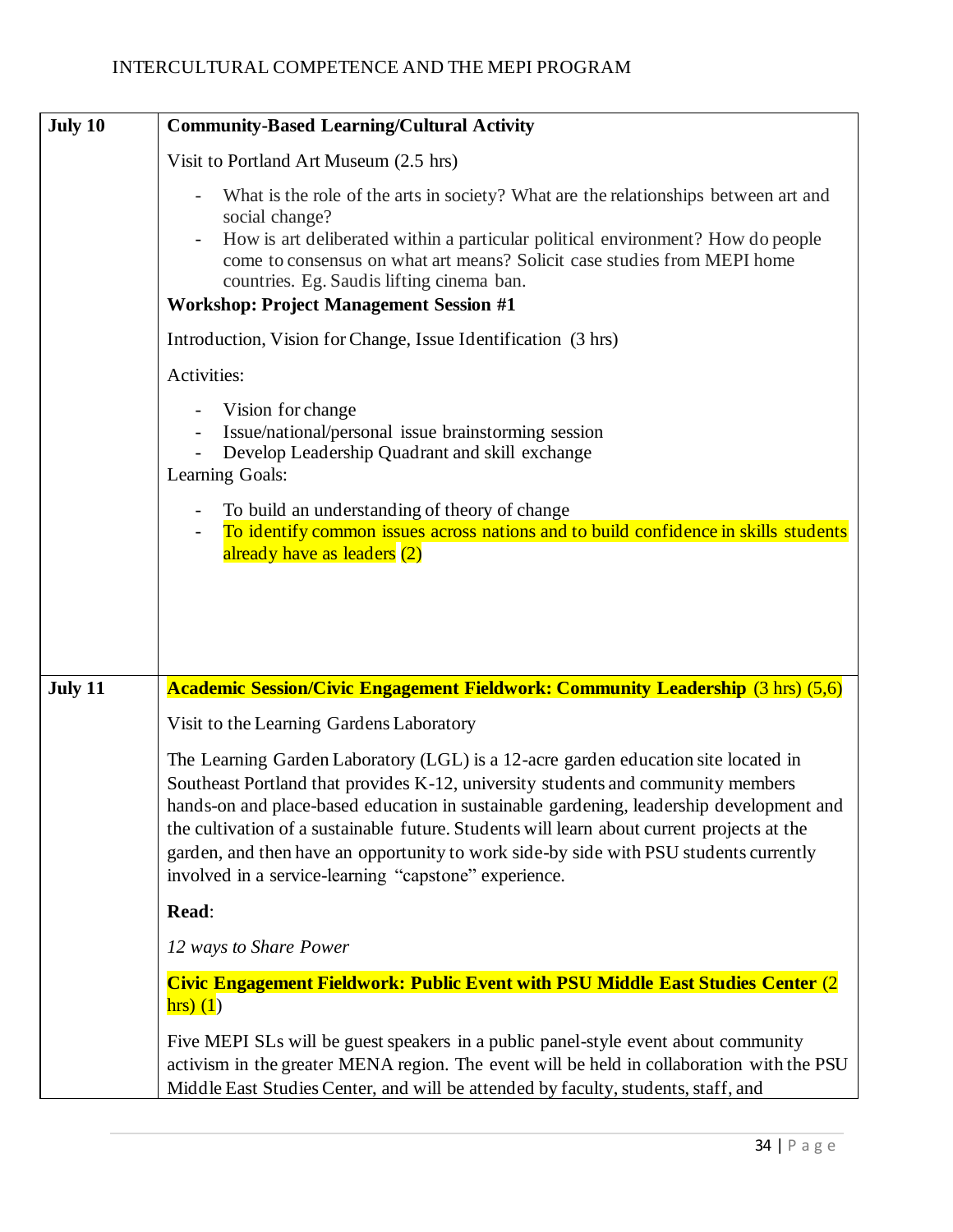| | |
|---|---|
| **July 10** | **Community-Based Learning/Cultural Activity**<br><br>Visit to Portland Art Museum (2.5 hrs)<br><br>- What is the role of the arts in society? What are the relationships between art and social change?<br>- How is art deliberated within a particular political environment? How do people come to consensus on what art means? Solicit case studies from MEPI home countries. Eg. Saudis lifting cinema ban.<br><br>**Workshop: Project Management Session #1**<br><br>Introduction, Vision for Change, Issue Identification (3 hrs)<br><br>Activities:<br><br>- Vision for change<br>- Issue/national/personal issue brainstorming session<br>- Develop Leadership Quadrant and skill exchange<br><br>Learning Goals:<br><br>- To build an understanding of theory of change<br>- To identify common issues across nations and to build confidence in skills students already have as leaders (2) |
| **July 11** | **Academic Session/Civic Engagement Fieldwork: Community Leadership** (3 hrs) (5,6)<br><br>Visit to the Learning Gardens Laboratory<br><br>The Learning Garden Laboratory (LGL) is a 12-acre garden education site located in Southeast Portland that provides K-12, university students and community members hands-on and place-based education in sustainable gardening, leadership development and the cultivation of a sustainable future. Students will learn about current projects at the garden, and then have an opportunity to work side-by side with PSU students currently involved in a service-learning "capstone" experience.<br><br>**Read**:<br><br>*12 ways to Share Power*<br><br>**Civic Engagement Fieldwork: Public Event with PSU Middle East Studies Center** (2 hrs) (1)<br><br>Five MEPI SLs will be guest speakers in a public panel-style event about community activism in the greater MENA region. The event will be held in collaboration with the PSU Middle East Studies Center, and will be attended by faculty, students, staff, and |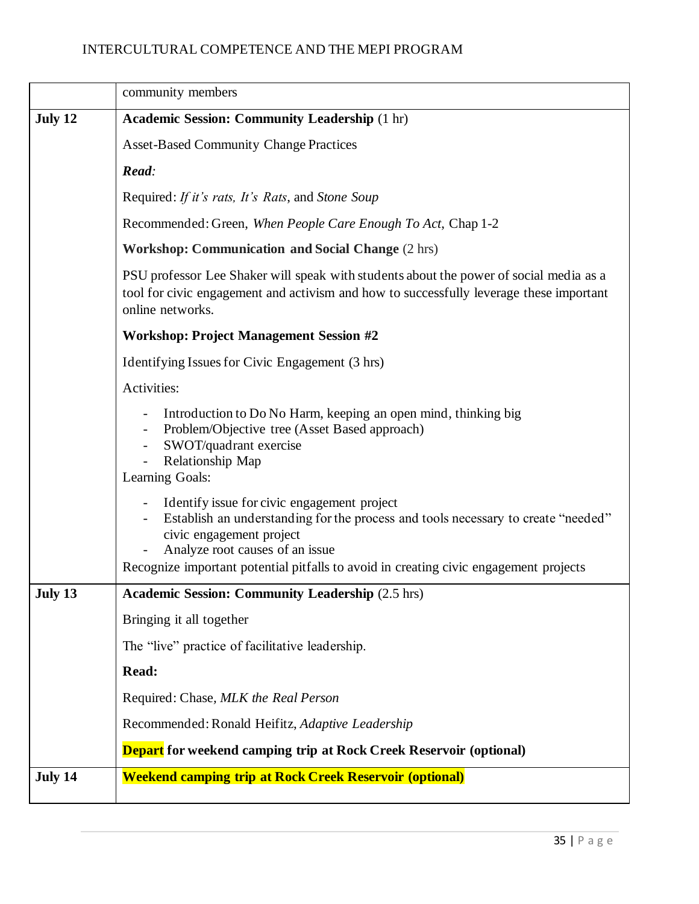| | community members |
|---|---|
| **July 12** | **Academic Session: Community Leadership** (1 hr)<br><br>Asset-Based Community Change Practices<br><br>***Read:***<br><br>Required: *If it's rats, It's Rats*, and *Stone Soup*<br><br>Recommended: Green, *When People Care Enough To Act,* Chap 1-2<br><br>**Workshop: Communication and Social Change** (2 hrs)<br><br>PSU professor Lee Shaker will speak with students about the power of social media as a tool for civic engagement and activism and how to successfully leverage these important online networks.<br><br>**Workshop: Project Management Session #2**<br><br>Identifying Issues for Civic Engagement (3 hrs)<br><br>Activities:<br><br>- Introduction to Do No Harm, keeping an open mind, thinking big<br>- Problem/Objective tree (Asset Based approach)<br>- SWOT/quadrant exercise<br>- Relationship Map<br><br>Learning Goals:<br><br>- Identify issue for civic engagement project<br>- Establish an understanding for the process and tools necessary to create "needed" civic engagement project<br>- Analyze root causes of an issue<br><br>Recognize important potential pitfalls to avoid in creating civic engagement projects |
| **July 13** | **Academic Session: Community Leadership** (2.5 hrs)<br><br>Bringing it all together<br><br>The "live" practice of facilitative leadership.<br><br>**Read:**<br><br>Required: Chase, *MLK the Real Person*<br><br>Recommended: Ronald Heifitz, *Adaptive Leadership*<br><br>**Depart for weekend camping trip at Rock Creek Reservoir (optional)** |
| **July 14** | **Weekend camping trip at Rock Creek Reservoir (optional)** |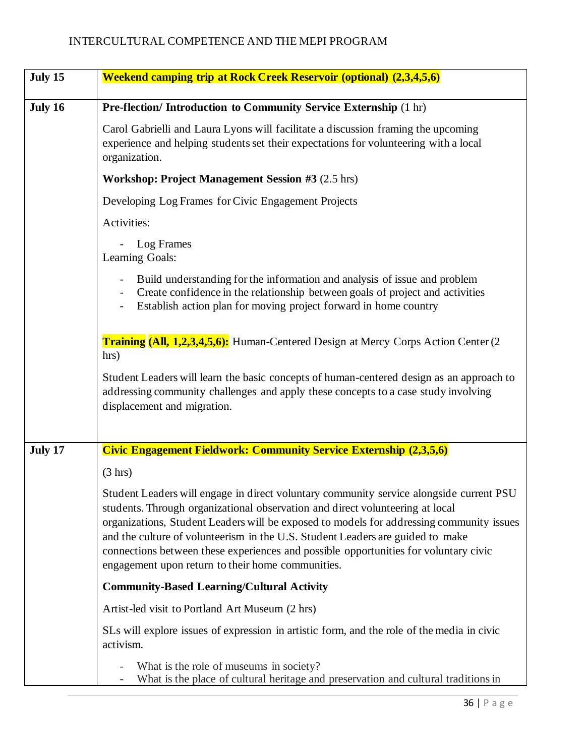| July 15 | **Weekend camping trip at Rock Creek Reservoir (optional) (2,3,4,5,6)** |
|---|---|
| July 16 | **Pre-flection/ Introduction to Community Service Externship** (1 hr)<br><br>Carol Gabrielli and Laura Lyons will facilitate a discussion framing the upcoming experience and helping students set their expectations for volunteering with a local organization.<br><br>**Workshop: Project Management Session #3** (2.5 hrs)<br><br>Developing Log Frames for Civic Engagement Projects<br><br>Activities:<br><br>- Log Frames<br><br>Learning Goals:<br><br>- Build understanding for the information and analysis of issue and problem<br>- Create confidence in the relationship between goals of project and activities<br>- Establish action plan for moving project forward in home country<br><br>**Training (All, 1,2,3,4,5,6):** Human-Centered Design at Mercy Corps Action Center (2 hrs)<br><br>Student Leaders will learn the basic concepts of human-centered design as an approach to addressing community challenges and apply these concepts to a case study involving displacement and migration. |
| July 17 | **Civic Engagement Fieldwork: Community Service Externship (2,3,5,6)**<br><br>(3 hrs)<br><br>Student Leaders will engage in direct voluntary community service alongside current PSU students. Through organizational observation and direct volunteering at local organizations, Student Leaders will be exposed to models for addressing community issues and the culture of volunteerism in the U.S. Student Leaders are guided to make connections between these experiences and possible opportunities for voluntary civic engagement upon return to their home communities.<br><br>**Community-Based Learning/Cultural Activity**<br><br>Artist-led visit to Portland Art Museum (2 hrs)<br><br>SLs will explore issues of expression in artistic form, and the role of the media in civic activism.<br><br>- What is the role of museums in society?<br>- What is the place of cultural heritage and preservation and cultural traditions in |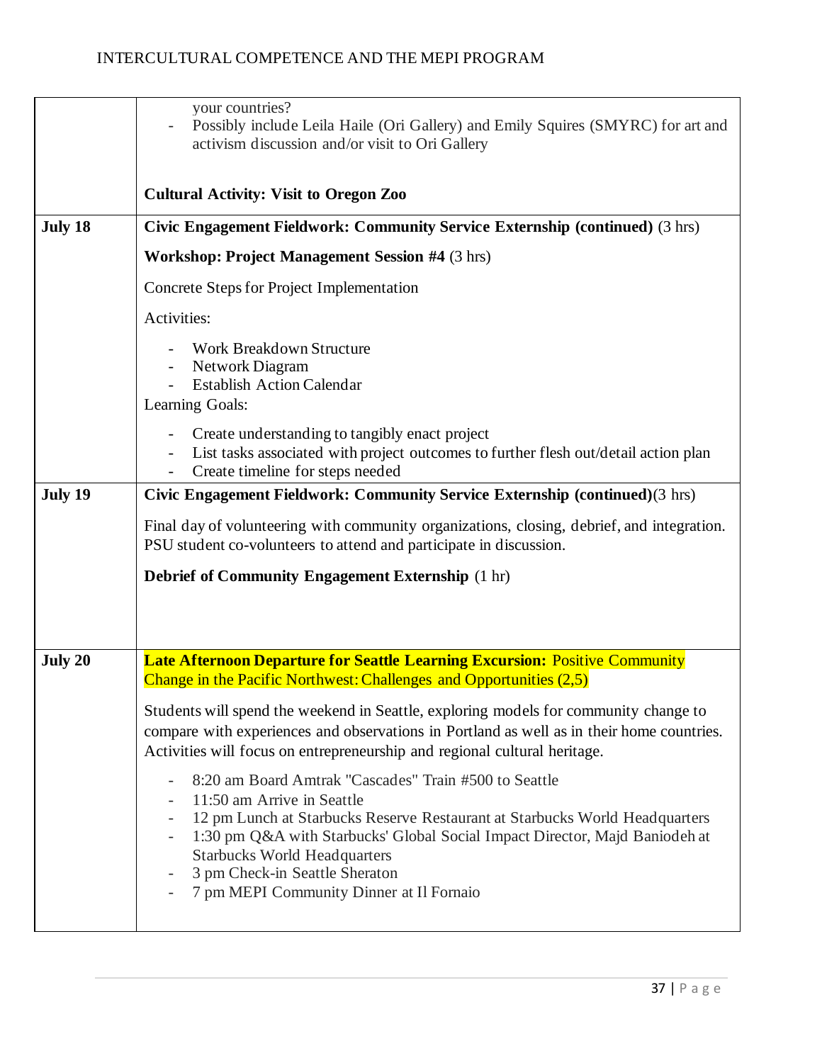| | |
|---|---|
| | your countries?<br>- Possibly include Leila Haile (Ori Gallery) and Emily Squires (SMYRC) for art and activism discussion and/or visit to Ori Gallery<br><br>**Cultural Activity: Visit to Oregon Zoo** |
| **July 18** | **Civic Engagement Fieldwork: Community Service Externship (continued)** (3 hrs)<br><br>**Workshop: Project Management Session #4** (3 hrs)<br><br>Concrete Steps for Project Implementation<br><br>Activities:<br>- Work Breakdown Structure<br>- Network Diagram<br>- Establish Action Calendar<br><br>Learning Goals:<br>- Create understanding to tangibly enact project<br>- List tasks associated with project outcomes to further flesh out/detail action plan<br>- Create timeline for steps needed |
| **July 19** | **Civic Engagement Fieldwork: Community Service Externship (continued)**(3 hrs)<br><br>Final day of volunteering with community organizations, closing, debrief, and integration. PSU student co-volunteers to attend and participate in discussion.<br><br>**Debrief of Community Engagement Externship** (1 hr) |
| **July 20** | **Late Afternoon Departure for Seattle Learning Excursion:** Positive Community Change in the Pacific Northwest: Challenges and Opportunities (2,5)<br><br>Students will spend the weekend in Seattle, exploring models for community change to compare with experiences and observations in Portland as well as in their home countries. Activities will focus on entrepreneurship and regional cultural heritage.<br>- 8:20 am Board Amtrak "Cascades" Train #500 to Seattle<br>- 11:50 am Arrive in Seattle<br>- 12 pm Lunch at Starbucks Reserve Restaurant at Starbucks World Headquarters<br>- 1:30 pm Q&A with Starbucks' Global Social Impact Director, Majd Baniodeh at Starbucks World Headquarters<br>- 3 pm Check-in Seattle Sheraton<br>- 7 pm MEPI Community Dinner at Il Fornaio |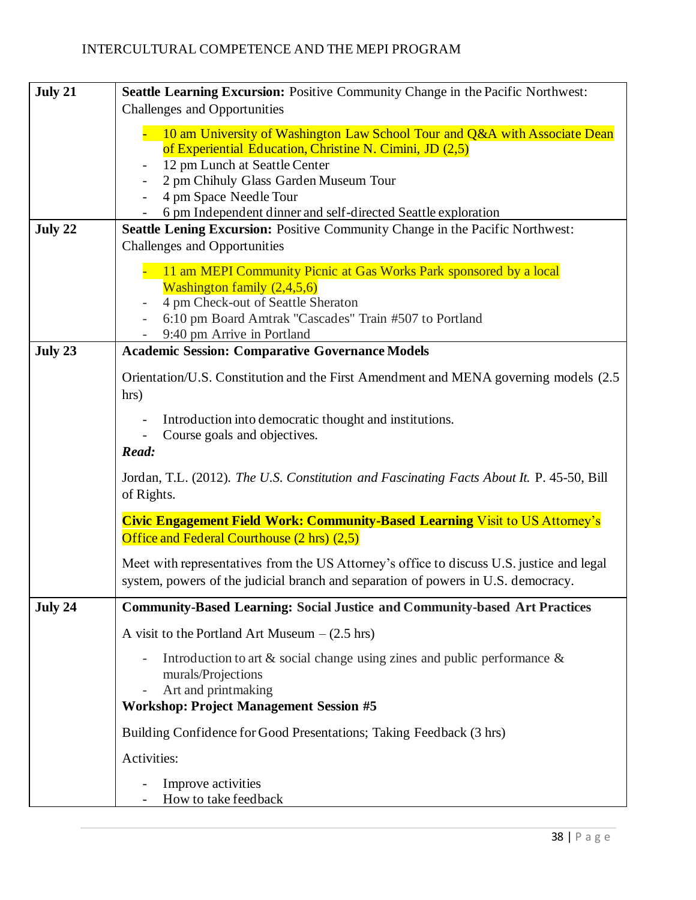| July 21 | **Seattle Learning Excursion:** Positive Community Change in the Pacific Northwest: Challenges and Opportunities<br><br>- 10 am University of Washington Law School Tour and Q&A with Associate Dean of Experiential Education, Christine N. Cimini, JD (2,5)<br>- 12 pm Lunch at Seattle Center<br>- 2 pm Chihuly Glass Garden Museum Tour<br>- 4 pm Space Needle Tour<br>- 6 pm Independent dinner and self-directed Seattle exploration |
|---|---|
| July 22 | **Seattle Lening Excursion:** Positive Community Change in the Pacific Northwest: Challenges and Opportunities<br><br>- 11 am MEPI Community Picnic at Gas Works Park sponsored by a local Washington family (2,4,5,6)<br>- 4 pm Check-out of Seattle Sheraton<br>- 6:10 pm Board Amtrak "Cascades" Train #507 to Portland<br>- 9:40 pm Arrive in Portland |
| July 23 | **Academic Session: Comparative Governance Models**<br><br>Orientation/U.S. Constitution and the First Amendment and MENA governing models (2.5 hrs)<br><br>- Introduction into democratic thought and institutions.<br>- Course goals and objectives.<br><br>***Read:***<br><br>Jordan, T.L. (2012). *The U.S. Constitution and Fascinating Facts About It.* P. 45-50, Bill of Rights.<br><br>**Civic Engagement Field Work: Community-Based Learning** Visit to US Attorney's Office and Federal Courthouse (2 hrs) (2,5)<br><br>Meet with representatives from the US Attorney's office to discuss U.S. justice and legal system, powers of the judicial branch and separation of powers in U.S. democracy. |
| July 24 | **Community-Based Learning: Social Justice and Community-based Art Practices**<br><br>A visit to the Portland Art Museum – (2.5 hrs)<br><br>- Introduction to art & social change using zines and public performance & murals/Projections<br>- Art and printmaking<br><br>**Workshop: Project Management Session #5**<br><br>Building Confidence for Good Presentations; Taking Feedback (3 hrs)<br><br>Activities:<br><br>- Improve activities<br>- How to take feedback |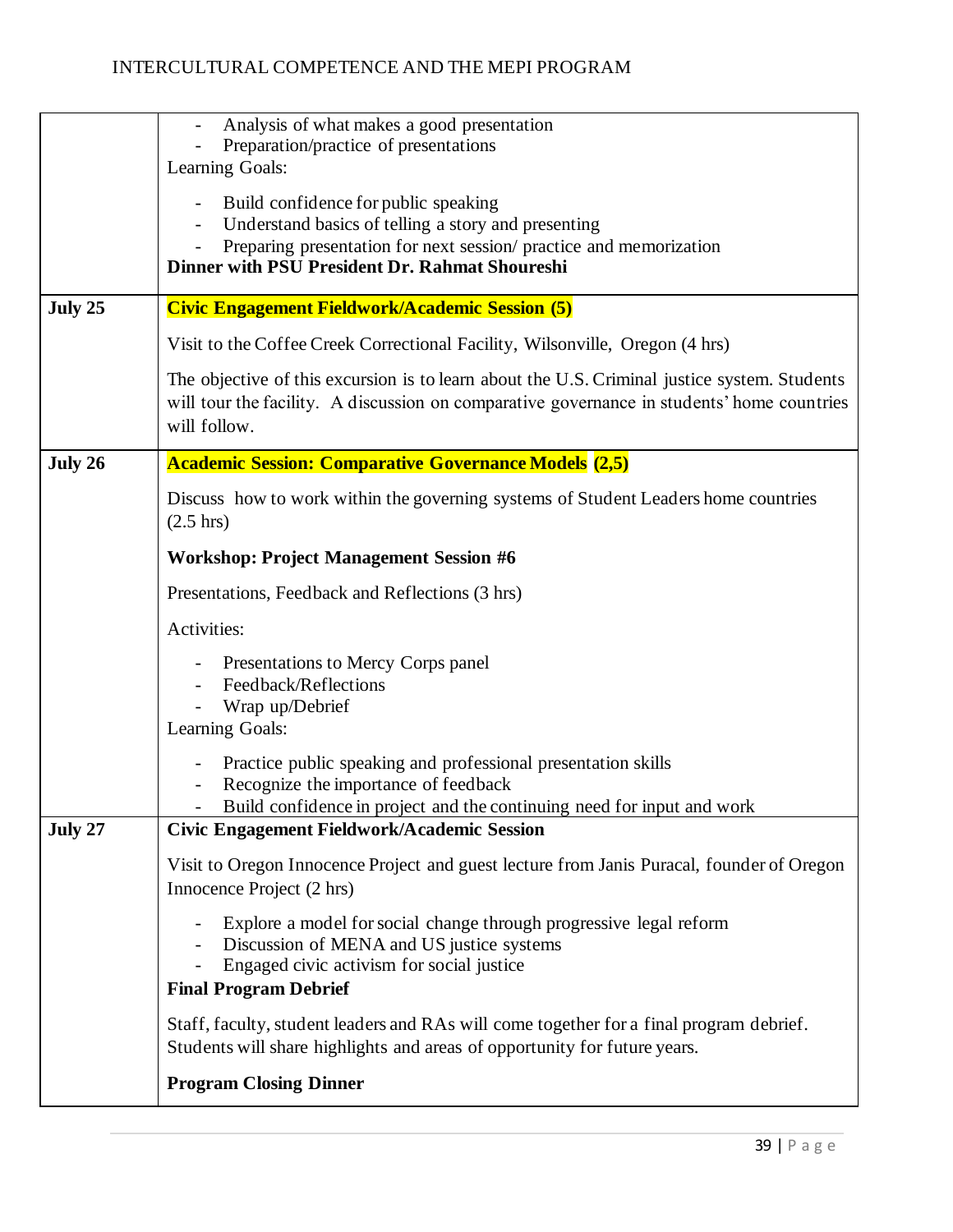| | |
|---|---|
| | - Analysis of what makes a good presentation<br>- Preparation/practice of presentations<br>Learning Goals:<br>- Build confidence for public speaking<br>- Understand basics of telling a story and presenting<br>- Preparing presentation for next session/ practice and memorization<br>**Dinner with PSU President Dr. Rahmat Shoureshi** |
| **July 25** | **Civic Engagement Fieldwork/Academic Session (5)**<br>Visit to the Coffee Creek Correctional Facility, Wilsonville, Oregon (4 hrs)<br>The objective of this excursion is to learn about the U.S. Criminal justice system. Students will tour the facility. A discussion on comparative governance in students' home countries will follow. |
| **July 26** | **Academic Session: Comparative Governance Models (2,5)**<br>Discuss how to work within the governing systems of Student Leaders home countries (2.5 hrs)<br>**Workshop: Project Management Session #6**<br>Presentations, Feedback and Reflections (3 hrs)<br>Activities:<br>- Presentations to Mercy Corps panel<br>- Feedback/Reflections<br>- Wrap up/Debrief<br>Learning Goals:<br>- Practice public speaking and professional presentation skills<br>- Recognize the importance of feedback<br>- Build confidence in project and the continuing need for input and work |
| **July 27** | **Civic Engagement Fieldwork/Academic Session**<br>Visit to Oregon Innocence Project and guest lecture from Janis Puracal, founder of Oregon Innocence Project (2 hrs)<br>- Explore a model for social change through progressive legal reform<br>- Discussion of MENA and US justice systems<br>- Engaged civic activism for social justice<br>**Final Program Debrief**<br>Staff, faculty, student leaders and RAs will come together for a final program debrief. Students will share highlights and areas of opportunity for future years.<br>**Program Closing Dinner** |